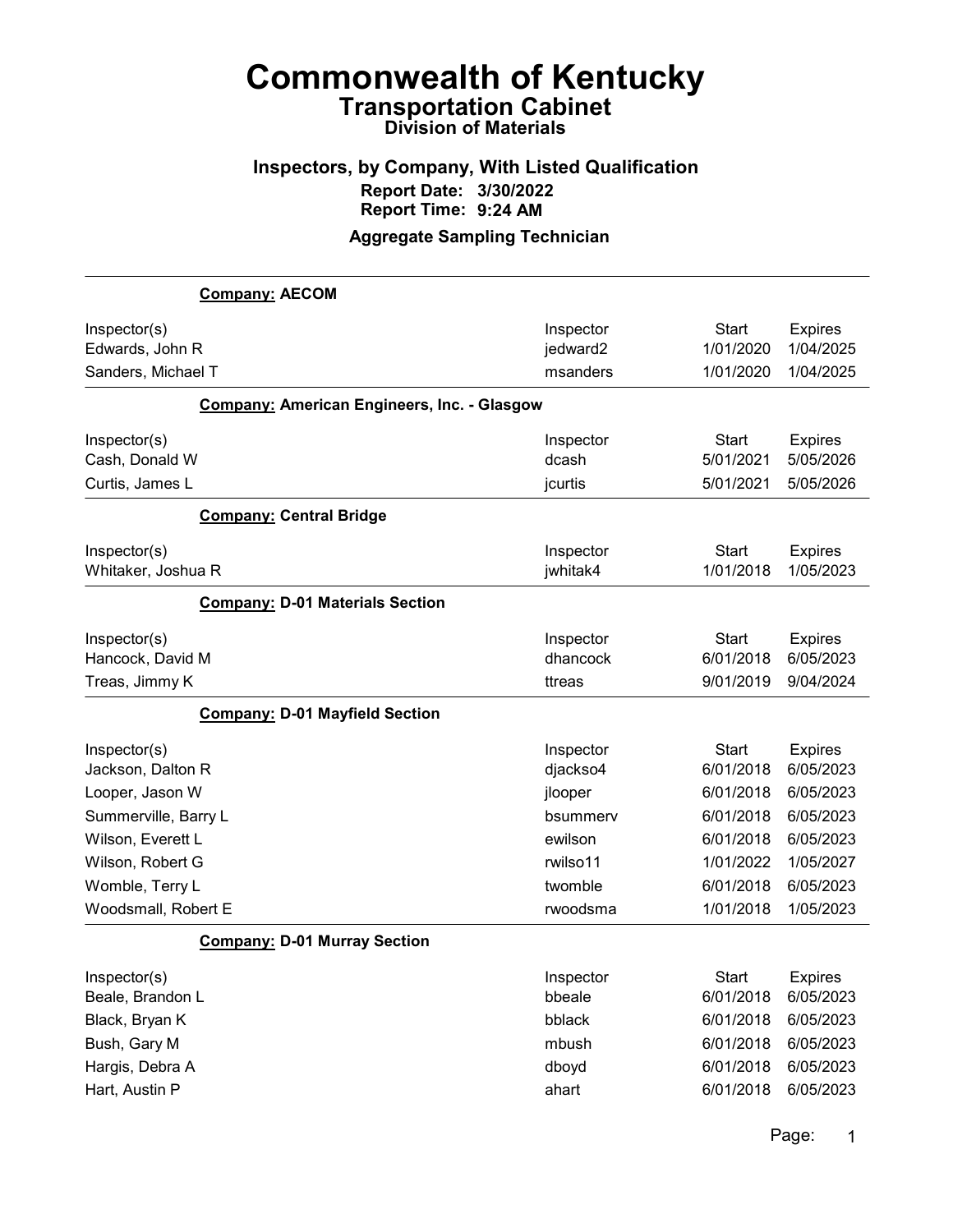# Commonwealth of Kentucky

## Transportation Cabinet

### Division of Materials

### Inspectors, by Company, With Listed Qualification

**Report Date: 3/30/2022**
**Report Time: 9:24 AM**

### Aggregate Sampling Technician

**Company: AECOM**

| Inspector(s) | Inspector | Start | Expires |
|---|---|---|---|
| Edwards, John R | jedward2 | 1/01/2020 | 1/04/2025 |
| Sanders, Michael T | msanders | 1/01/2020 | 1/04/2025 |

**Company: American Engineers, Inc. - Glasgow**

| Inspector(s) | Inspector | Start | Expires |
|---|---|---|---|
| Cash, Donald W | dcash | 5/01/2021 | 5/05/2026 |
| Curtis, James L | jcurtis | 5/01/2021 | 5/05/2026 |

**Company: Central Bridge**

| Inspector(s) | Inspector | Start | Expires |
|---|---|---|---|
| Whitaker, Joshua R | jwhitak4 | 1/01/2018 | 1/05/2023 |

**Company: D-01 Materials Section**

| Inspector(s) | Inspector | Start | Expires |
|---|---|---|---|
| Hancock, David M | dhancock | 6/01/2018 | 6/05/2023 |
| Treas, Jimmy K | ttreas | 9/01/2019 | 9/04/2024 |

**Company: D-01 Mayfield Section**

| Inspector(s) | Inspector | Start | Expires |
|---|---|---|---|
| Jackson, Dalton R | djackso4 | 6/01/2018 | 6/05/2023 |
| Looper, Jason W | jlooper | 6/01/2018 | 6/05/2023 |
| Summerville, Barry L | bsummerv | 6/01/2018 | 6/05/2023 |
| Wilson, Everett L | ewilson | 6/01/2018 | 6/05/2023 |
| Wilson, Robert G | rwilso11 | 1/01/2022 | 1/05/2027 |
| Womble, Terry L | twomble | 6/01/2018 | 6/05/2023 |
| Woodsmall, Robert E | rwoodsma | 1/01/2018 | 1/05/2023 |

**Company: D-01 Murray Section**

| Inspector(s) | Inspector | Start | Expires |
|---|---|---|---|
| Beale, Brandon L | bbeale | 6/01/2018 | 6/05/2023 |
| Black, Bryan K | bblack | 6/01/2018 | 6/05/2023 |
| Bush, Gary M | mbush | 6/01/2018 | 6/05/2023 |
| Hargis, Debra A | dboyd | 6/01/2018 | 6/05/2023 |
| Hart, Austin P | ahart | 6/01/2018 | 6/05/2023 |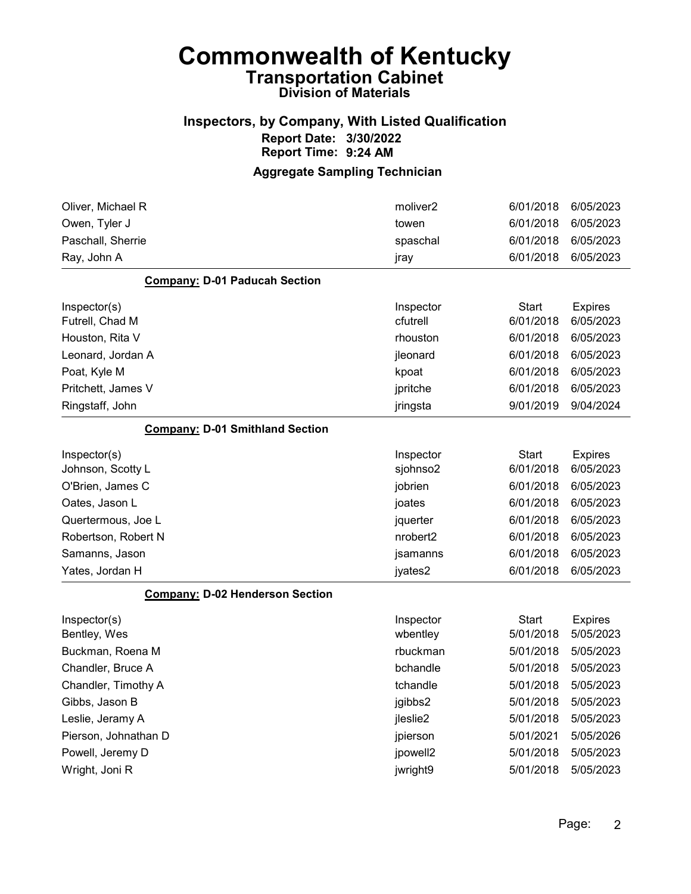# Commonwealth of Kentucky
## Transportation Cabinet
### Division of Materials

### Inspectors, by Company, With Listed Qualification
**Report Date: 3/30/2022**
**Report Time: 9:24 AM**

### Aggregate Sampling Technician

| | | | |
|---|---|---|---|
| Oliver, Michael R | moliver2 | 6/01/2018 | 6/05/2023 |
| Owen, Tyler J | towen | 6/01/2018 | 6/05/2023 |
| Paschall, Sherrie | spaschal | 6/01/2018 | 6/05/2023 |
| Ray, John A | jray | 6/01/2018 | 6/05/2023 |

**Company: D-01 Paducah Section**

| Inspector(s) | Inspector | Start | Expires |
|---|---|---|---|
| Futrell, Chad M | cfutrell | 6/01/2018 | 6/05/2023 |
| Houston, Rita V | rhouston | 6/01/2018 | 6/05/2023 |
| Leonard, Jordan A | jleonard | 6/01/2018 | 6/05/2023 |
| Poat, Kyle M | kpoat | 6/01/2018 | 6/05/2023 |
| Pritchett, James V | jpritche | 6/01/2018 | 6/05/2023 |
| Ringstaff, John | jringsta | 9/01/2019 | 9/04/2024 |

**Company: D-01 Smithland Section**

| Inspector(s) | Inspector | Start | Expires |
|---|---|---|---|
| Johnson, Scotty L | sjohnso2 | 6/01/2018 | 6/05/2023 |
| O'Brien, James C | jobrien | 6/01/2018 | 6/05/2023 |
| Oates, Jason L | joates | 6/01/2018 | 6/05/2023 |
| Quertermous, Joe L | jquerter | 6/01/2018 | 6/05/2023 |
| Robertson, Robert N | nrobert2 | 6/01/2018 | 6/05/2023 |
| Samanns, Jason | jsamanns | 6/01/2018 | 6/05/2023 |
| Yates, Jordan H | jyates2 | 6/01/2018 | 6/05/2023 |

**Company: D-02 Henderson Section**

| Inspector(s) | Inspector | Start | Expires |
|---|---|---|---|
| Bentley, Wes | wbentley | 5/01/2018 | 5/05/2023 |
| Buckman, Roena M | rbuckman | 5/01/2018 | 5/05/2023 |
| Chandler, Bruce A | bchandle | 5/01/2018 | 5/05/2023 |
| Chandler, Timothy A | tchandle | 5/01/2018 | 5/05/2023 |
| Gibbs, Jason B | jgibbs2 | 5/01/2018 | 5/05/2023 |
| Leslie, Jeramy A | jleslie2 | 5/01/2018 | 5/05/2023 |
| Pierson, Johnathan D | jpierson | 5/01/2021 | 5/05/2026 |
| Powell, Jeremy D | jpowell2 | 5/01/2018 | 5/05/2023 |
| Wright, Joni R | jwright9 | 5/01/2018 | 5/05/2023 |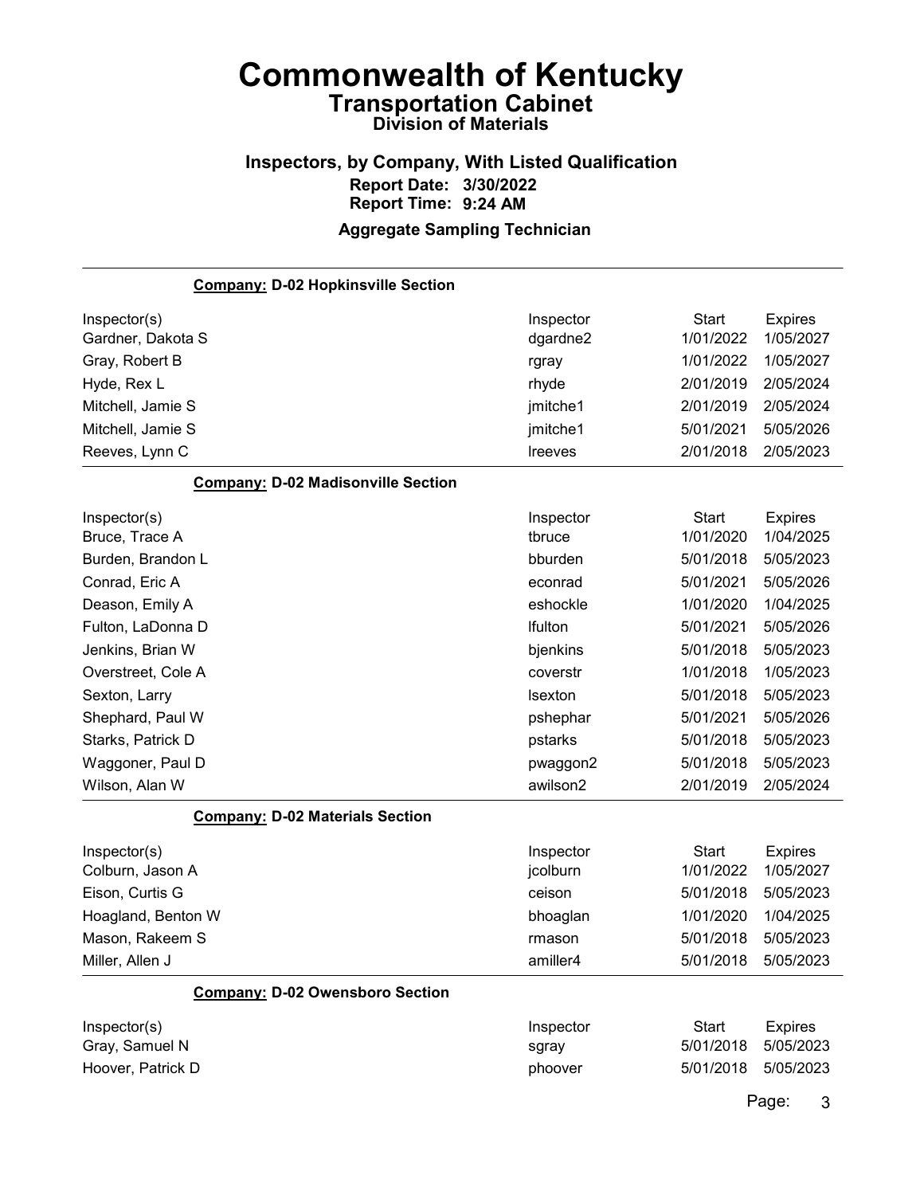# Commonwealth of Kentucky

## Transportation Cabinet

### Division of Materials

### Inspectors, by Company, With Listed Qualification

**Report Date: 3/30/2022**

**Report Time: 9:24 AM**

### Aggregate Sampling Technician

**Company: D-02 Hopkinsville Section**

| Inspector(s) | Inspector | Start | Expires |
|---|---|---|---|
| Gardner, Dakota S | dgardne2 | 1/01/2022 | 1/05/2027 |
| Gray, Robert B | rgray | 1/01/2022 | 1/05/2027 |
| Hyde, Rex L | rhyde | 2/01/2019 | 2/05/2024 |
| Mitchell, Jamie S | jmitche1 | 2/01/2019 | 2/05/2024 |
| Mitchell, Jamie S | jmitche1 | 5/01/2021 | 5/05/2026 |
| Reeves, Lynn C | lreeves | 2/01/2018 | 2/05/2023 |

**Company: D-02 Madisonville Section**

| Inspector(s) | Inspector | Start | Expires |
|---|---|---|---|
| Bruce, Trace A | tbruce | 1/01/2020 | 1/04/2025 |
| Burden, Brandon L | bburden | 5/01/2018 | 5/05/2023 |
| Conrad, Eric A | econrad | 5/01/2021 | 5/05/2026 |
| Deason, Emily A | eshockle | 1/01/2020 | 1/04/2025 |
| Fulton, LaDonna D | lfulton | 5/01/2021 | 5/05/2026 |
| Jenkins, Brian W | bjenkins | 5/01/2018 | 5/05/2023 |
| Overstreet, Cole A | coverstr | 1/01/2018 | 1/05/2023 |
| Sexton, Larry | lsexton | 5/01/2018 | 5/05/2023 |
| Shephard, Paul W | pshephar | 5/01/2021 | 5/05/2026 |
| Starks, Patrick D | pstarks | 5/01/2018 | 5/05/2023 |
| Waggoner, Paul D | pwaggon2 | 5/01/2018 | 5/05/2023 |
| Wilson, Alan W | awilson2 | 2/01/2019 | 2/05/2024 |

**Company: D-02 Materials Section**

| Inspector(s) | Inspector | Start | Expires |
|---|---|---|---|
| Colburn, Jason A | jcolburn | 1/01/2022 | 1/05/2027 |
| Eison, Curtis G | ceison | 5/01/2018 | 5/05/2023 |
| Hoagland, Benton W | bhoaglan | 1/01/2020 | 1/04/2025 |
| Mason, Rakeem S | rmason | 5/01/2018 | 5/05/2023 |
| Miller, Allen J | amiller4 | 5/01/2018 | 5/05/2023 |

**Company: D-02 Owensboro Section**

| Inspector(s) | Inspector | Start | Expires |
|---|---|---|---|
| Gray, Samuel N | sgray | 5/01/2018 | 5/05/2023 |
| Hoover, Patrick D | phoover | 5/01/2018 | 5/05/2023 |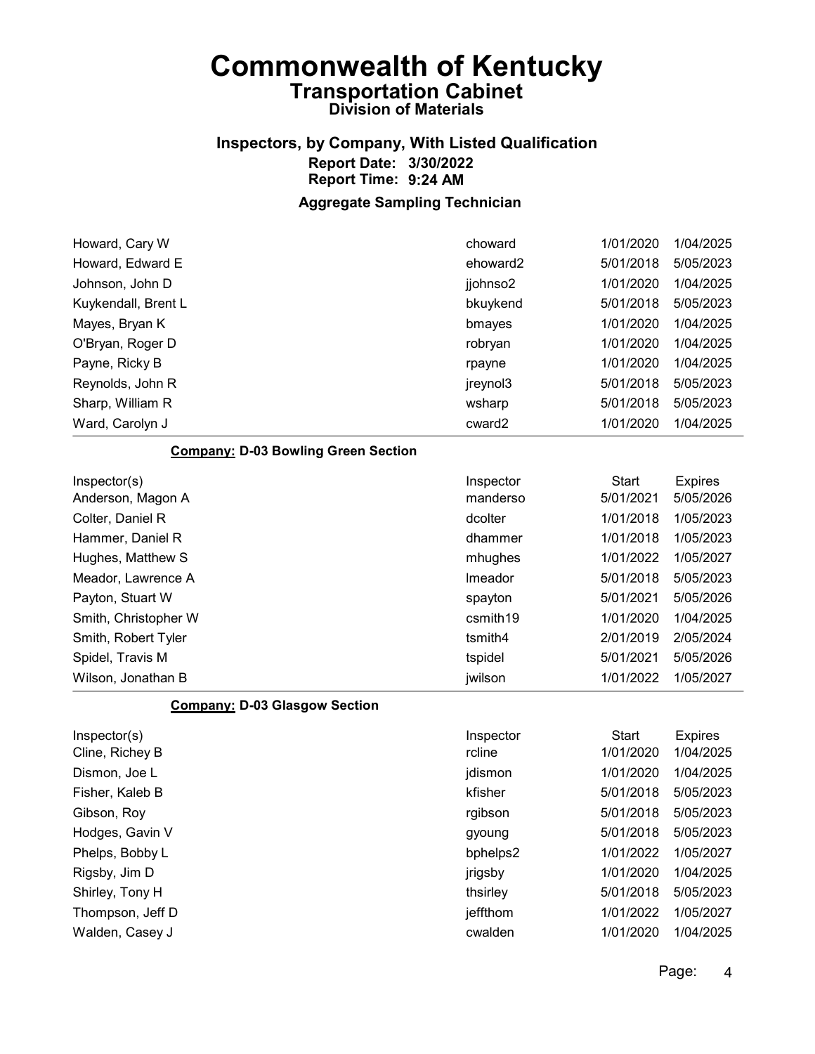# Commonwealth of Kentucky
## Transportation Cabinet
### Division of Materials

### Inspectors, by Company, With Listed Qualification
**Report Date: 3/30/2022**
**Report Time: 9:24 AM**

### Aggregate Sampling Technician

| | | | |
|---|---|---|---|
| Howard, Cary W | choward | 1/01/2020 | 1/04/2025 |
| Howard, Edward E | ehoward2 | 5/01/2018 | 5/05/2023 |
| Johnson, John D | jjohnso2 | 1/01/2020 | 1/04/2025 |
| Kuykendall, Brent L | bkuykend | 5/01/2018 | 5/05/2023 |
| Mayes, Bryan K | bmayes | 1/01/2020 | 1/04/2025 |
| O'Bryan, Roger D | robryan | 1/01/2020 | 1/04/2025 |
| Payne, Ricky B | rpayne | 1/01/2020 | 1/04/2025 |
| Reynolds, John R | jreynol3 | 5/01/2018 | 5/05/2023 |
| Sharp, William R | wsharp | 5/01/2018 | 5/05/2023 |
| Ward, Carolyn J | cward2 | 1/01/2020 | 1/04/2025 |

**Company: D-03 Bowling Green Section**

| Inspector(s) | Inspector | Start | Expires |
|---|---|---|---|
| Anderson, Magon A | manderso | 5/01/2021 | 5/05/2026 |
| Colter, Daniel R | dcolter | 1/01/2018 | 1/05/2023 |
| Hammer, Daniel R | dhammer | 1/01/2018 | 1/05/2023 |
| Hughes, Matthew S | mhughes | 1/01/2022 | 1/05/2027 |
| Meador, Lawrence A | lmeador | 5/01/2018 | 5/05/2023 |
| Payton, Stuart W | spayton | 5/01/2021 | 5/05/2026 |
| Smith, Christopher W | csmith19 | 1/01/2020 | 1/04/2025 |
| Smith, Robert Tyler | tsmith4 | 2/01/2019 | 2/05/2024 |
| Spidel, Travis M | tspidel | 5/01/2021 | 5/05/2026 |
| Wilson, Jonathan B | jwilson | 1/01/2022 | 1/05/2027 |

**Company: D-03 Glasgow Section**

| Inspector(s) | Inspector | Start | Expires |
|---|---|---|---|
| Cline, Richey B | rcline | 1/01/2020 | 1/04/2025 |
| Dismon, Joe L | jdismon | 1/01/2020 | 1/04/2025 |
| Fisher, Kaleb B | kfisher | 5/01/2018 | 5/05/2023 |
| Gibson, Roy | rgibson | 5/01/2018 | 5/05/2023 |
| Hodges, Gavin V | gyoung | 5/01/2018 | 5/05/2023 |
| Phelps, Bobby L | bphelps2 | 1/01/2022 | 1/05/2027 |
| Rigsby, Jim D | jrigsby | 1/01/2020 | 1/04/2025 |
| Shirley, Tony H | thsirley | 5/01/2018 | 5/05/2023 |
| Thompson, Jeff D | jeffthom | 1/01/2022 | 1/05/2027 |
| Walden, Casey J | cwalden | 1/01/2020 | 1/04/2025 |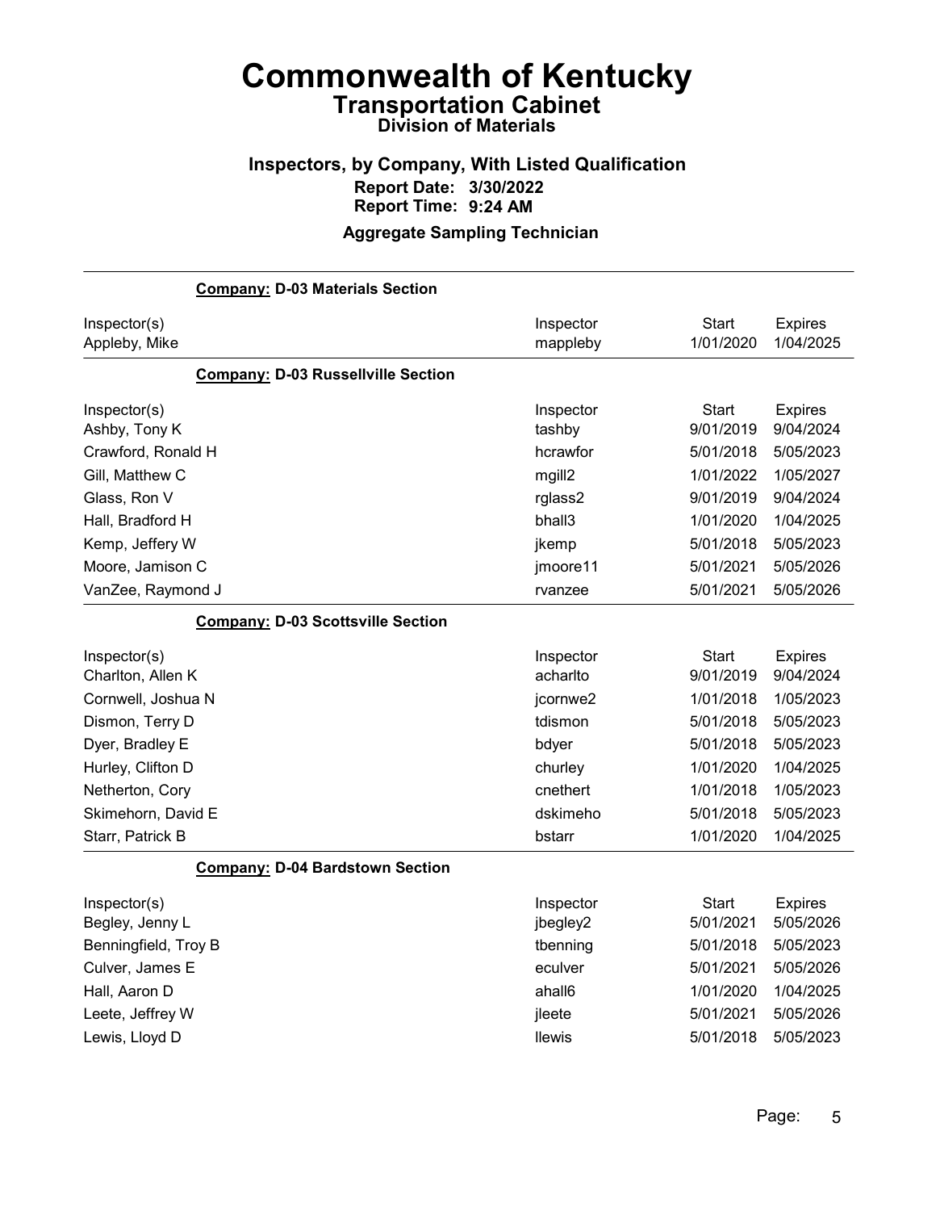# Commonwealth of Kentucky

## Transportation Cabinet

### Division of Materials

### Inspectors, by Company, With Listed Qualification

**Report Date: 3/30/2022**

**Report Time: 9:24 AM**

### Aggregate Sampling Technician

**Company: D-03 Materials Section**

| Inspector(s) | Inspector | Start | Expires |
|---|---|---|---|
| Appleby, Mike | mappleby | 1/01/2020 | 1/04/2025 |

**Company: D-03 Russellville Section**

| Inspector(s) | Inspector | Start | Expires |
|---|---|---|---|
| Ashby, Tony K | tashby | 9/01/2019 | 9/04/2024 |
| Crawford, Ronald H | hcrawfor | 5/01/2018 | 5/05/2023 |
| Gill, Matthew C | mgill2 | 1/01/2022 | 1/05/2027 |
| Glass, Ron V | rglass2 | 9/01/2019 | 9/04/2024 |
| Hall, Bradford H | bhall3 | 1/01/2020 | 1/04/2025 |
| Kemp, Jeffery W | jkemp | 5/01/2018 | 5/05/2023 |
| Moore, Jamison C | jmoore11 | 5/01/2021 | 5/05/2026 |
| VanZee, Raymond J | rvanzee | 5/01/2021 | 5/05/2026 |

**Company: D-03 Scottsville Section**

| Inspector(s) | Inspector | Start | Expires |
|---|---|---|---|
| Charlton, Allen K | acharlto | 9/01/2019 | 9/04/2024 |
| Cornwell, Joshua N | jcornwe2 | 1/01/2018 | 1/05/2023 |
| Dismon, Terry D | tdismon | 5/01/2018 | 5/05/2023 |
| Dyer, Bradley E | bdyer | 5/01/2018 | 5/05/2023 |
| Hurley, Clifton D | churley | 1/01/2020 | 1/04/2025 |
| Netherton, Cory | cnethert | 1/01/2018 | 1/05/2023 |
| Skimehorn, David E | dskimeho | 5/01/2018 | 5/05/2023 |
| Starr, Patrick B | bstarr | 1/01/2020 | 1/04/2025 |

**Company: D-04 Bardstown Section**

| Inspector(s) | Inspector | Start | Expires |
|---|---|---|---|
| Begley, Jenny L | jbegley2 | 5/01/2021 | 5/05/2026 |
| Benningfield, Troy B | tbenning | 5/01/2018 | 5/05/2023 |
| Culver, James E | eculver | 5/01/2021 | 5/05/2026 |
| Hall, Aaron D | ahall6 | 1/01/2020 | 1/04/2025 |
| Leete, Jeffrey W | jleete | 5/01/2021 | 5/05/2026 |
| Lewis, Lloyd D | llewis | 5/01/2018 | 5/05/2023 |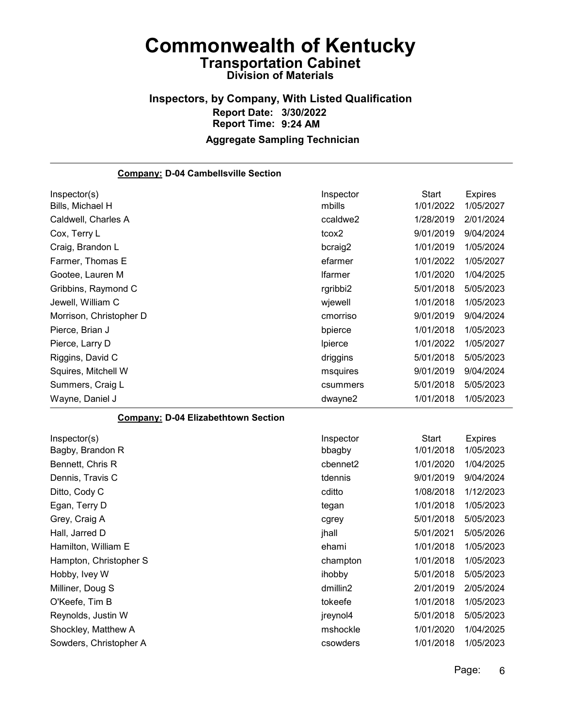# Commonwealth of Kentucky

## Transportation Cabinet

### Division of Materials

### Inspectors, by Company, With Listed Qualification

**Report Date: 3/30/2022**
**Report Time: 9:24 AM**

**Aggregate Sampling Technician**

---

**Company: D-04 Cambellsville Section**

| Inspector(s) | Inspector | Start | Expires |
|---|---|---|---|
| Bills, Michael H | mbills | 1/01/2022 | 1/05/2027 |
| Caldwell, Charles A | ccaldwe2 | 1/28/2019 | 2/01/2024 |
| Cox, Terry L | tcox2 | 9/01/2019 | 9/04/2024 |
| Craig, Brandon L | bcraig2 | 1/01/2019 | 1/05/2024 |
| Farmer, Thomas E | efarmer | 1/01/2022 | 1/05/2027 |
| Gootee, Lauren M | lfarmer | 1/01/2020 | 1/04/2025 |
| Gribbins, Raymond C | rgribbi2 | 5/01/2018 | 5/05/2023 |
| Jewell, William C | wjewell | 1/01/2018 | 1/05/2023 |
| Morrison, Christopher D | cmorriso | 9/01/2019 | 9/04/2024 |
| Pierce, Brian J | bpierce | 1/01/2018 | 1/05/2023 |
| Pierce, Larry D | lpierce | 1/01/2022 | 1/05/2027 |
| Riggins, David C | driggins | 5/01/2018 | 5/05/2023 |
| Squires, Mitchell W | msquires | 9/01/2019 | 9/04/2024 |
| Summers, Craig L | csummers | 5/01/2018 | 5/05/2023 |
| Wayne, Daniel J | dwayne2 | 1/01/2018 | 1/05/2023 |

---

**Company: D-04 Elizabethtown Section**

| Inspector(s) | Inspector | Start | Expires |
|---|---|---|---|
| Bagby, Brandon R | bbagby | 1/01/2018 | 1/05/2023 |
| Bennett, Chris R | cbennet2 | 1/01/2020 | 1/04/2025 |
| Dennis, Travis C | tdennis | 9/01/2019 | 9/04/2024 |
| Ditto, Cody C | cditto | 1/08/2018 | 1/12/2023 |
| Egan, Terry D | tegan | 1/01/2018 | 1/05/2023 |
| Grey, Craig A | cgrey | 5/01/2018 | 5/05/2023 |
| Hall, Jarred D | jhall | 5/01/2021 | 5/05/2026 |
| Hamilton, William E | ehami | 1/01/2018 | 1/05/2023 |
| Hampton, Christopher S | champton | 1/01/2018 | 1/05/2023 |
| Hobby, Ivey W | ihobby | 5/01/2018 | 5/05/2023 |
| Milliner, Doug S | dmillin2 | 2/01/2019 | 2/05/2024 |
| O'Keefe, Tim B | tokeefe | 1/01/2018 | 1/05/2023 |
| Reynolds, Justin W | jreynol4 | 5/01/2018 | 5/05/2023 |
| Shockley, Matthew A | mshockle | 1/01/2020 | 1/04/2025 |
| Sowders, Christopher A | csowders | 1/01/2018 | 1/05/2023 |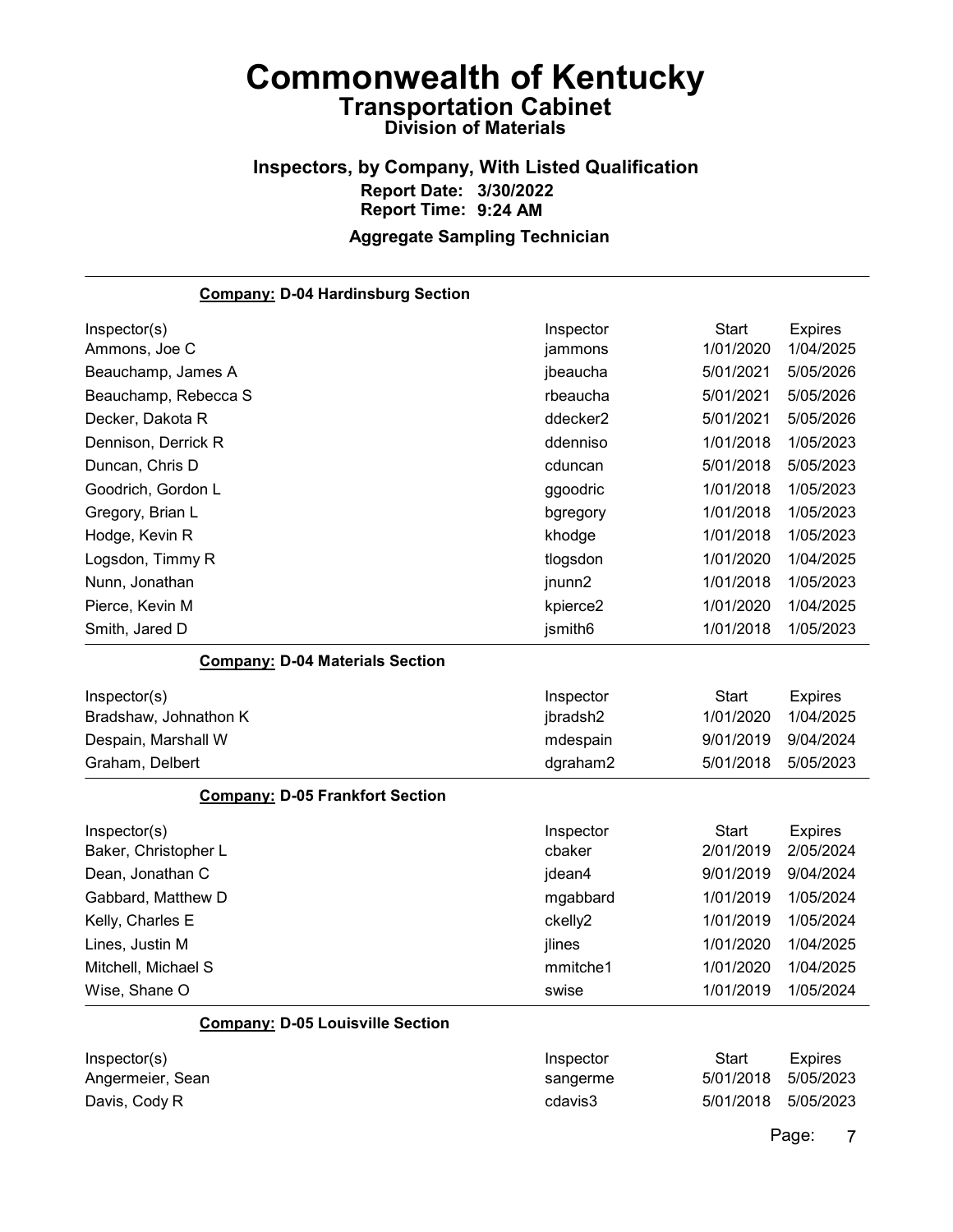# Commonwealth of Kentucky
## Transportation Cabinet
### Division of Materials

## Inspectors, by Company, With Listed Qualification

**Report Date: 3/30/2022**
**Report Time: 9:24 AM**

**Aggregate Sampling Technician**

---

**Company: D-04 Hardinsburg Section**

| Inspector(s) | Inspector | Start | Expires |
|---|---|---|---|
| Ammons, Joe C | jammons | 1/01/2020 | 1/04/2025 |
| Beauchamp, James A | jbeaucha | 5/01/2021 | 5/05/2026 |
| Beauchamp, Rebecca S | rbeaucha | 5/01/2021 | 5/05/2026 |
| Decker, Dakota R | ddecker2 | 5/01/2021 | 5/05/2026 |
| Dennison, Derrick R | ddenniso | 1/01/2018 | 1/05/2023 |
| Duncan, Chris D | cduncan | 5/01/2018 | 5/05/2023 |
| Goodrich, Gordon L | ggoodric | 1/01/2018 | 1/05/2023 |
| Gregory, Brian L | bgregory | 1/01/2018 | 1/05/2023 |
| Hodge, Kevin R | khodge | 1/01/2018 | 1/05/2023 |
| Logsdon, Timmy R | tlogsdon | 1/01/2020 | 1/04/2025 |
| Nunn, Jonathan | jnunn2 | 1/01/2018 | 1/05/2023 |
| Pierce, Kevin M | kpierce2 | 1/01/2020 | 1/04/2025 |
| Smith, Jared D | jsmith6 | 1/01/2018 | 1/05/2023 |

**Company: D-04 Materials Section**

| Inspector(s) | Inspector | Start | Expires |
|---|---|---|---|
| Bradshaw, Johnathon K | jbradsh2 | 1/01/2020 | 1/04/2025 |
| Despain, Marshall W | mdespain | 9/01/2019 | 9/04/2024 |
| Graham, Delbert | dgraham2 | 5/01/2018 | 5/05/2023 |

**Company: D-05 Frankfort Section**

| Inspector(s) | Inspector | Start | Expires |
|---|---|---|---|
| Baker, Christopher L | cbaker | 2/01/2019 | 2/05/2024 |
| Dean, Jonathan C | jdean4 | 9/01/2019 | 9/04/2024 |
| Gabbard, Matthew D | mgabbard | 1/01/2019 | 1/05/2024 |
| Kelly, Charles E | ckelly2 | 1/01/2019 | 1/05/2024 |
| Lines, Justin M | jlines | 1/01/2020 | 1/04/2025 |
| Mitchell, Michael S | mmitche1 | 1/01/2020 | 1/04/2025 |
| Wise, Shane O | swise | 1/01/2019 | 1/05/2024 |

**Company: D-05 Louisville Section**

| Inspector(s) | Inspector | Start | Expires |
|---|---|---|---|
| Angermeier, Sean | sangerme | 5/01/2018 | 5/05/2023 |
| Davis, Cody R | cdavis3 | 5/01/2018 | 5/05/2023 |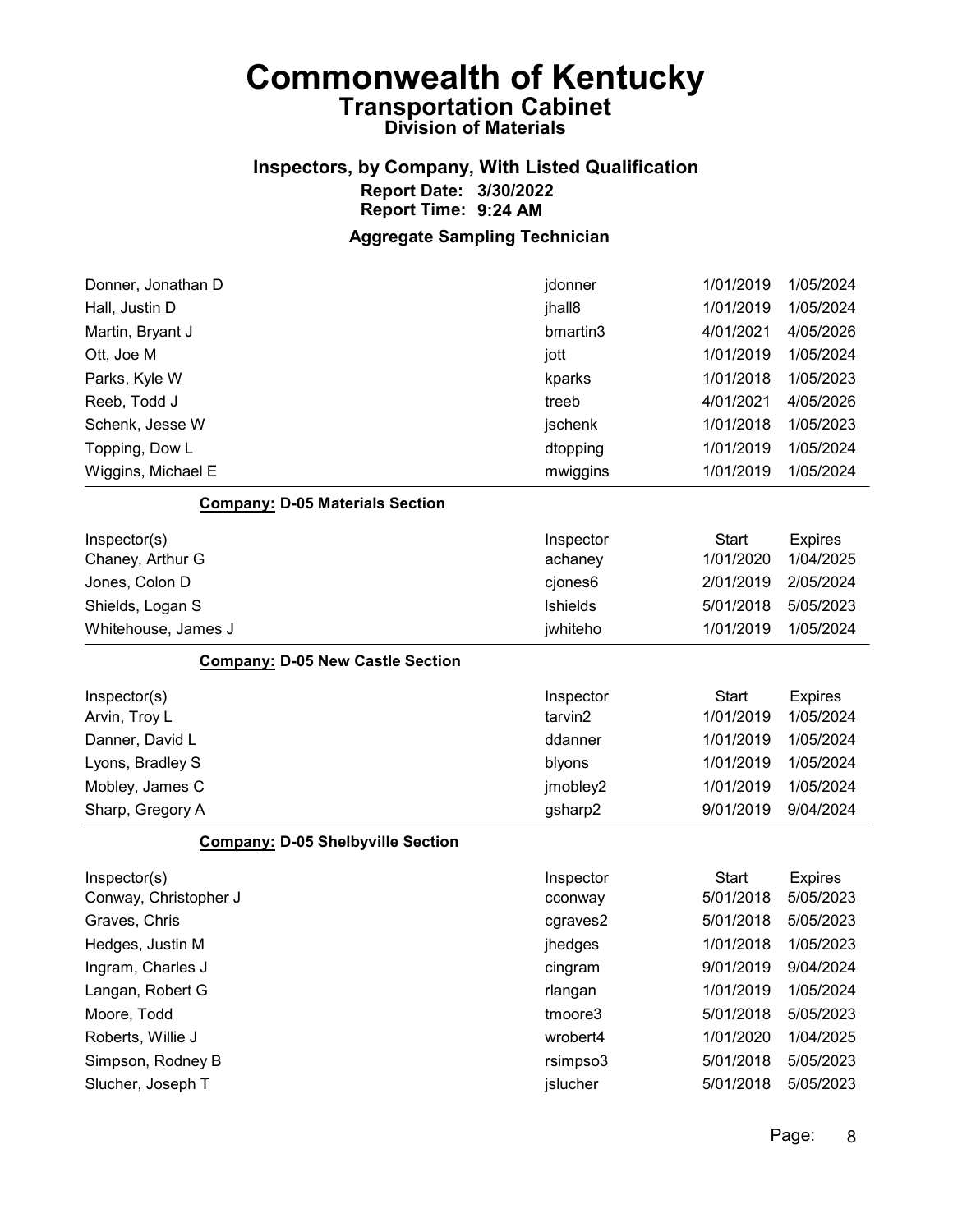# Commonwealth of Kentucky

## Transportation Cabinet

### Division of Materials

### Inspectors, by Company, With Listed Qualification

**Report Date: 3/30/2022**
**Report Time: 9:24 AM**

### Aggregate Sampling Technician

| | | | |
|---|---|---|---|
| Donner, Jonathan D | jdonner | 1/01/2019 | 1/05/2024 |
| Hall, Justin D | jhall8 | 1/01/2019 | 1/05/2024 |
| Martin, Bryant J | bmartin3 | 4/01/2021 | 4/05/2026 |
| Ott, Joe M | jott | 1/01/2019 | 1/05/2024 |
| Parks, Kyle W | kparks | 1/01/2018 | 1/05/2023 |
| Reeb, Todd J | treeb | 4/01/2021 | 4/05/2026 |
| Schenk, Jesse W | jschenk | 1/01/2018 | 1/05/2023 |
| Topping, Dow L | dtopping | 1/01/2019 | 1/05/2024 |
| Wiggins, Michael E | mwiggins | 1/01/2019 | 1/05/2024 |

**Company: D-05 Materials Section**

| Inspector(s) | Inspector | Start | Expires |
|---|---|---|---|
| Chaney, Arthur G | achaney | 1/01/2020 | 1/04/2025 |
| Jones, Colon D | cjones6 | 2/01/2019 | 2/05/2024 |
| Shields, Logan S | lshields | 5/01/2018 | 5/05/2023 |
| Whitehouse, James J | jwhiteho | 1/01/2019 | 1/05/2024 |

**Company: D-05 New Castle Section**

| Inspector(s) | Inspector | Start | Expires |
|---|---|---|---|
| Arvin, Troy L | tarvin2 | 1/01/2019 | 1/05/2024 |
| Danner, David L | ddanner | 1/01/2019 | 1/05/2024 |
| Lyons, Bradley S | blyons | 1/01/2019 | 1/05/2024 |
| Mobley, James C | jmobley2 | 1/01/2019 | 1/05/2024 |
| Sharp, Gregory A | gsharp2 | 9/01/2019 | 9/04/2024 |

**Company: D-05 Shelbyville Section**

| Inspector(s) | Inspector | Start | Expires |
|---|---|---|---|
| Conway, Christopher J | cconway | 5/01/2018 | 5/05/2023 |
| Graves, Chris | cgraves2 | 5/01/2018 | 5/05/2023 |
| Hedges, Justin M | jhedges | 1/01/2018 | 1/05/2023 |
| Ingram, Charles J | cingram | 9/01/2019 | 9/04/2024 |
| Langan, Robert G | rlangan | 1/01/2019 | 1/05/2024 |
| Moore, Todd | tmoore3 | 5/01/2018 | 5/05/2023 |
| Roberts, Willie J | wrobert4 | 1/01/2020 | 1/04/2025 |
| Simpson, Rodney B | rsimpso3 | 5/01/2018 | 5/05/2023 |
| Slucher, Joseph T | jslucher | 5/01/2018 | 5/05/2023 |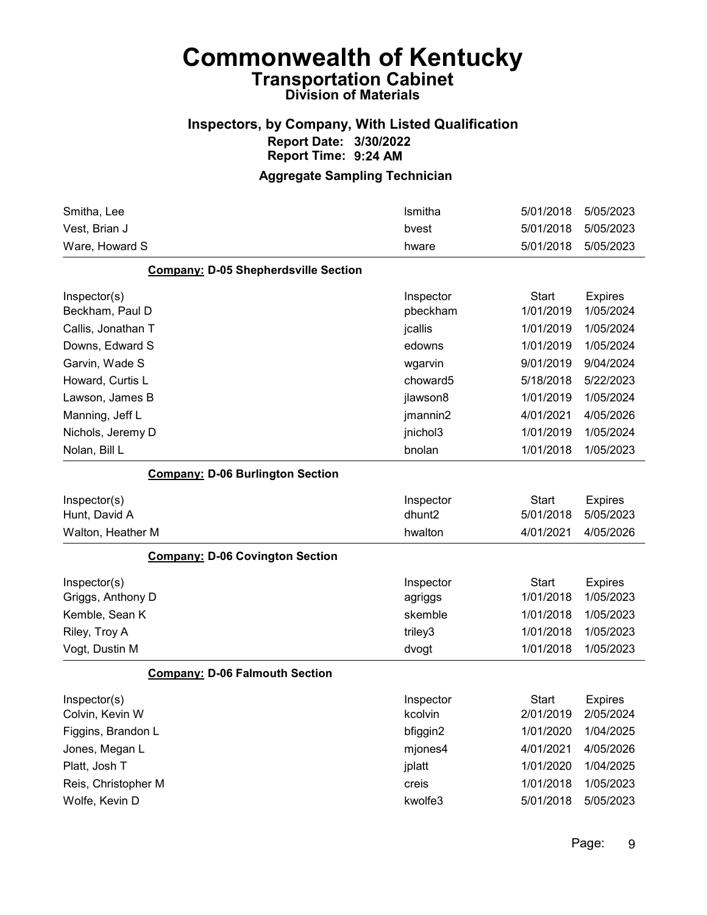# Commonwealth of Kentucky

## Transportation Cabinet

### Division of Materials

### Inspectors, by Company, With Listed Qualification

**Report Date: 3/30/2022**

**Report Time: 9:24 AM**

### Aggregate Sampling Technician

| Inspector(s) | Inspector | Start | Expires |
|---|---|---|---|
| Smitha, Lee | lsmitha | 5/01/2018 | 5/05/2023 |
| Vest, Brian J | bvest | 5/01/2018 | 5/05/2023 |
| Ware, Howard S | hware | 5/01/2018 | 5/05/2023 |

**Company: D-05 Shepherdsville Section**

| Inspector(s) | Inspector | Start | Expires |
|---|---|---|---|
| Beckham, Paul D | pbeckham | 1/01/2019 | 1/05/2024 |
| Callis, Jonathan T | jcallis | 1/01/2019 | 1/05/2024 |
| Downs, Edward S | edowns | 1/01/2019 | 1/05/2024 |
| Garvin, Wade S | wgarvin | 9/01/2019 | 9/04/2024 |
| Howard, Curtis L | choward5 | 5/18/2018 | 5/22/2023 |
| Lawson, James B | jlawson8 | 1/01/2019 | 1/05/2024 |
| Manning, Jeff L | jmannin2 | 4/01/2021 | 4/05/2026 |
| Nichols, Jeremy D | jnichol3 | 1/01/2019 | 1/05/2024 |
| Nolan, Bill L | bnolan | 1/01/2018 | 1/05/2023 |

**Company: D-06 Burlington Section**

| Inspector(s) | Inspector | Start | Expires |
|---|---|---|---|
| Hunt, David A | dhunt2 | 5/01/2018 | 5/05/2023 |
| Walton, Heather M | hwalton | 4/01/2021 | 4/05/2026 |

**Company: D-06 Covington Section**

| Inspector(s) | Inspector | Start | Expires |
|---|---|---|---|
| Griggs, Anthony D | agriggs | 1/01/2018 | 1/05/2023 |
| Kemble, Sean K | skemble | 1/01/2018 | 1/05/2023 |
| Riley, Troy A | triley3 | 1/01/2018 | 1/05/2023 |
| Vogt, Dustin M | dvogt | 1/01/2018 | 1/05/2023 |

**Company: D-06 Falmouth Section**

| Inspector(s) | Inspector | Start | Expires |
|---|---|---|---|
| Colvin, Kevin W | kcolvin | 2/01/2019 | 2/05/2024 |
| Figgins, Brandon L | bfiggin2 | 1/01/2020 | 1/04/2025 |
| Jones, Megan L | mjones4 | 4/01/2021 | 4/05/2026 |
| Platt, Josh T | jplatt | 1/01/2020 | 1/04/2025 |
| Reis, Christopher M | creis | 1/01/2018 | 1/05/2023 |
| Wolfe, Kevin D | kwolfe3 | 5/01/2018 | 5/05/2023 |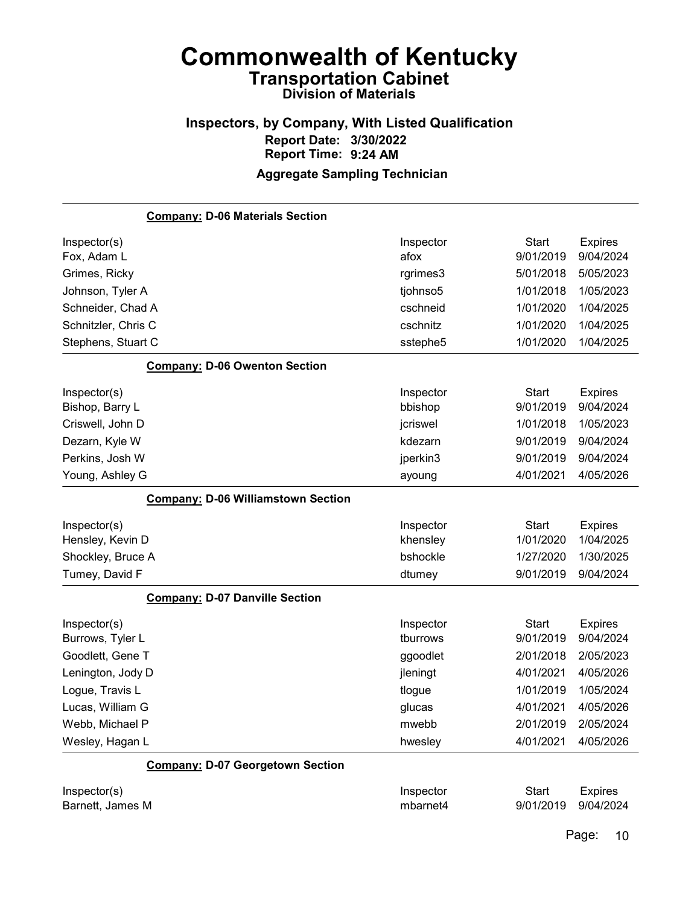# Commonwealth of Kentucky

## Transportation Cabinet

### Division of Materials

### Inspectors, by Company, With Listed Qualification

**Report Date: 3/30/2022**

**Report Time: 9:24 AM**

### Aggregate Sampling Technician

**Company: D-06 Materials Section**

| Inspector(s) | Inspector | Start | Expires |
|---|---|---|---|
| Fox, Adam L | afox | 9/01/2019 | 9/04/2024 |
| Grimes, Ricky | rgrimes3 | 5/01/2018 | 5/05/2023 |
| Johnson, Tyler A | tjohnso5 | 1/01/2018 | 1/05/2023 |
| Schneider, Chad A | cschneid | 1/01/2020 | 1/04/2025 |
| Schnitzler, Chris C | cschnitz | 1/01/2020 | 1/04/2025 |
| Stephens, Stuart C | sstephe5 | 1/01/2020 | 1/04/2025 |

**Company: D-06 Owenton Section**

| Inspector(s) | Inspector | Start | Expires |
|---|---|---|---|
| Bishop, Barry L | bbishop | 9/01/2019 | 9/04/2024 |
| Criswell, John D | jcriswel | 1/01/2018 | 1/05/2023 |
| Dezarn, Kyle W | kdezarn | 9/01/2019 | 9/04/2024 |
| Perkins, Josh W | jperkin3 | 9/01/2019 | 9/04/2024 |
| Young, Ashley G | ayoung | 4/01/2021 | 4/05/2026 |

**Company: D-06 Williamstown Section**

| Inspector(s) | Inspector | Start | Expires |
|---|---|---|---|
| Hensley, Kevin D | khensley | 1/01/2020 | 1/04/2025 |
| Shockley, Bruce A | bshockle | 1/27/2020 | 1/30/2025 |
| Tumey, David F | dtumey | 9/01/2019 | 9/04/2024 |

**Company: D-07 Danville Section**

| Inspector(s) | Inspector | Start | Expires |
|---|---|---|---|
| Burrows, Tyler L | tburrows | 9/01/2019 | 9/04/2024 |
| Goodlett, Gene T | ggoodlet | 2/01/2018 | 2/05/2023 |
| Lenington, Jody D | jleningt | 4/01/2021 | 4/05/2026 |
| Logue, Travis L | tlogue | 1/01/2019 | 1/05/2024 |
| Lucas, William G | glucas | 4/01/2021 | 4/05/2026 |
| Webb, Michael P | mwebb | 2/01/2019 | 2/05/2024 |
| Wesley, Hagan L | hwesley | 4/01/2021 | 4/05/2026 |

**Company: D-07 Georgetown Section**

| Inspector(s) | Inspector | Start | Expires |
|---|---|---|---|
| Barnett, James M | mbarnet4 | 9/01/2019 | 9/04/2024 |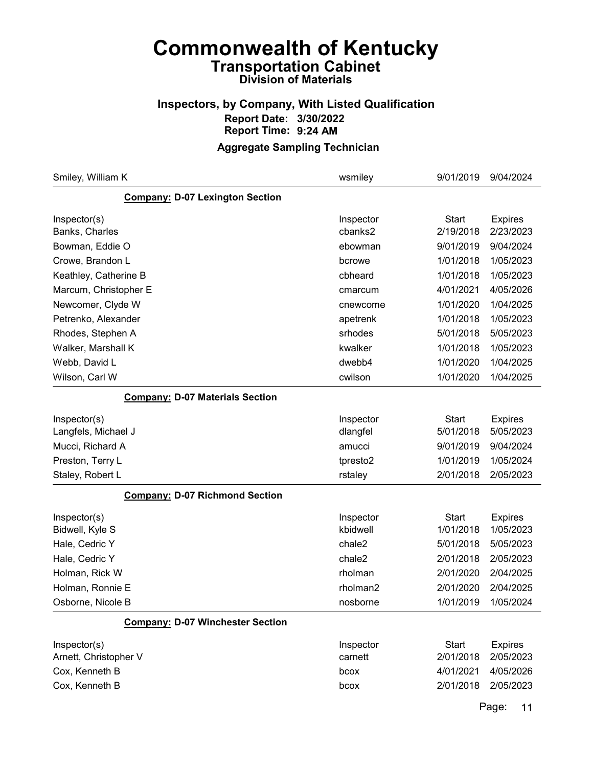# Commonwealth of Kentucky

## Transportation Cabinet

### Division of Materials

### Inspectors, by Company, With Listed Qualification

**Report Date: 3/30/2022**

**Report Time: 9:24 AM**

### Aggregate Sampling Technician

| | | | |
|---|---|---|---|
| Smiley, William K | wsmiley | 9/01/2019 | 9/04/2024 |

**Company: D-07 Lexington Section**

| Inspector(s) | Inspector | Start | Expires |
|---|---|---|---|
| Banks, Charles | cbanks2 | 2/19/2018 | 2/23/2023 |
| Bowman, Eddie O | ebowman | 9/01/2019 | 9/04/2024 |
| Crowe, Brandon L | bcrowe | 1/01/2018 | 1/05/2023 |
| Keathley, Catherine B | cbheard | 1/01/2018 | 1/05/2023 |
| Marcum, Christopher E | cmarcum | 4/01/2021 | 4/05/2026 |
| Newcomer, Clyde W | cnewcome | 1/01/2020 | 1/04/2025 |
| Petrenko, Alexander | apetrenk | 1/01/2018 | 1/05/2023 |
| Rhodes, Stephen A | srhodes | 5/01/2018 | 5/05/2023 |
| Walker, Marshall K | kwalker | 1/01/2018 | 1/05/2023 |
| Webb, David L | dwebb4 | 1/01/2020 | 1/04/2025 |
| Wilson, Carl W | cwilson | 1/01/2020 | 1/04/2025 |

**Company: D-07 Materials Section**

| Inspector(s) | Inspector | Start | Expires |
|---|---|---|---|
| Langfels, Michael J | dlangfel | 5/01/2018 | 5/05/2023 |
| Mucci, Richard A | amucci | 9/01/2019 | 9/04/2024 |
| Preston, Terry L | tpresto2 | 1/01/2019 | 1/05/2024 |
| Staley, Robert L | rstaley | 2/01/2018 | 2/05/2023 |

**Company: D-07 Richmond Section**

| Inspector(s) | Inspector | Start | Expires |
|---|---|---|---|
| Bidwell, Kyle S | kbidwell | 1/01/2018 | 1/05/2023 |
| Hale, Cedric Y | chale2 | 5/01/2018 | 5/05/2023 |
| Hale, Cedric Y | chale2 | 2/01/2018 | 2/05/2023 |
| Holman, Rick W | rholman | 2/01/2020 | 2/04/2025 |
| Holman, Ronnie E | rholman2 | 2/01/2020 | 2/04/2025 |
| Osborne, Nicole B | nosborne | 1/01/2019 | 1/05/2024 |

**Company: D-07 Winchester Section**

| Inspector(s) | Inspector | Start | Expires |
|---|---|---|---|
| Arnett, Christopher V | carnett | 2/01/2018 | 2/05/2023 |
| Cox, Kenneth B | bcox | 4/01/2021 | 4/05/2026 |
| Cox, Kenneth B | bcox | 2/01/2018 | 2/05/2023 |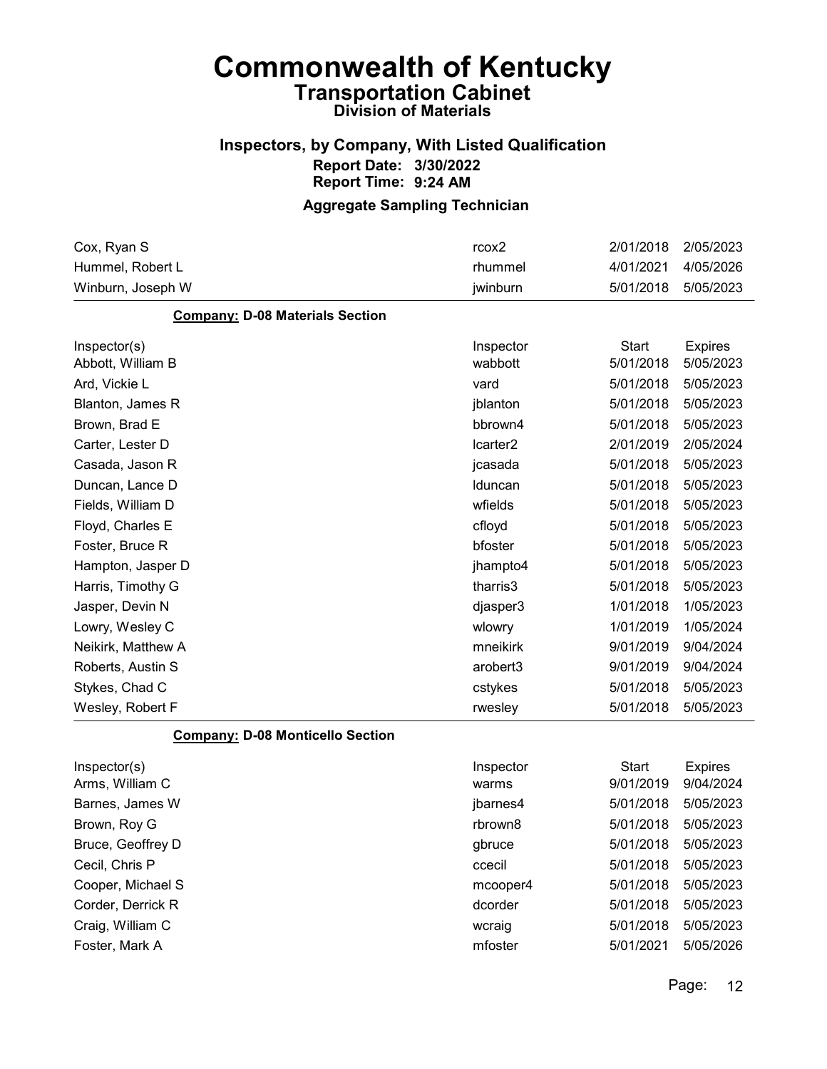# Commonwealth of Kentucky
## Transportation Cabinet
### Division of Materials

### Inspectors, by Company, With Listed Qualification

**Report Date: 3/30/2022**
**Report Time: 9:24 AM**

### Aggregate Sampling Technician

| | | | |
|---|---|---|---|
| Cox, Ryan S | rcox2 | 2/01/2018 | 2/05/2023 |
| Hummel, Robert L | rhummel | 4/01/2021 | 4/05/2026 |
| Winburn, Joseph W | jwinburn | 5/01/2018 | 5/05/2023 |

**Company: D-08 Materials Section**

| Inspector(s) | Inspector | Start | Expires |
|---|---|---|---|
| Abbott, William B | wabbott | 5/01/2018 | 5/05/2023 |
| Ard, Vickie L | vard | 5/01/2018 | 5/05/2023 |
| Blanton, James R | jblanton | 5/01/2018 | 5/05/2023 |
| Brown, Brad E | bbrown4 | 5/01/2018 | 5/05/2023 |
| Carter, Lester D | lcarter2 | 2/01/2019 | 2/05/2024 |
| Casada, Jason R | jcasada | 5/01/2018 | 5/05/2023 |
| Duncan, Lance D | lduncan | 5/01/2018 | 5/05/2023 |
| Fields, William D | wfields | 5/01/2018 | 5/05/2023 |
| Floyd, Charles E | cfloyd | 5/01/2018 | 5/05/2023 |
| Foster, Bruce R | bfoster | 5/01/2018 | 5/05/2023 |
| Hampton, Jasper D | jhampto4 | 5/01/2018 | 5/05/2023 |
| Harris, Timothy G | tharris3 | 5/01/2018 | 5/05/2023 |
| Jasper, Devin N | djasper3 | 1/01/2018 | 1/05/2023 |
| Lowry, Wesley C | wlowry | 1/01/2019 | 1/05/2024 |
| Neikirk, Matthew A | mneikirk | 9/01/2019 | 9/04/2024 |
| Roberts, Austin S | arobert3 | 9/01/2019 | 9/04/2024 |
| Stykes, Chad C | cstykes | 5/01/2018 | 5/05/2023 |
| Wesley, Robert F | rwesley | 5/01/2018 | 5/05/2023 |

**Company: D-08 Monticello Section**

| Inspector(s) | Inspector | Start | Expires |
|---|---|---|---|
| Arms, William C | warms | 9/01/2019 | 9/04/2024 |
| Barnes, James W | jbarnes4 | 5/01/2018 | 5/05/2023 |
| Brown, Roy G | rbrown8 | 5/01/2018 | 5/05/2023 |
| Bruce, Geoffrey D | gbruce | 5/01/2018 | 5/05/2023 |
| Cecil, Chris P | ccecil | 5/01/2018 | 5/05/2023 |
| Cooper, Michael S | mcooper4 | 5/01/2018 | 5/05/2023 |
| Corder, Derrick R | dcorder | 5/01/2018 | 5/05/2023 |
| Craig, William C | wcraig | 5/01/2018 | 5/05/2023 |
| Foster, Mark A | mfoster | 5/01/2021 | 5/05/2026 |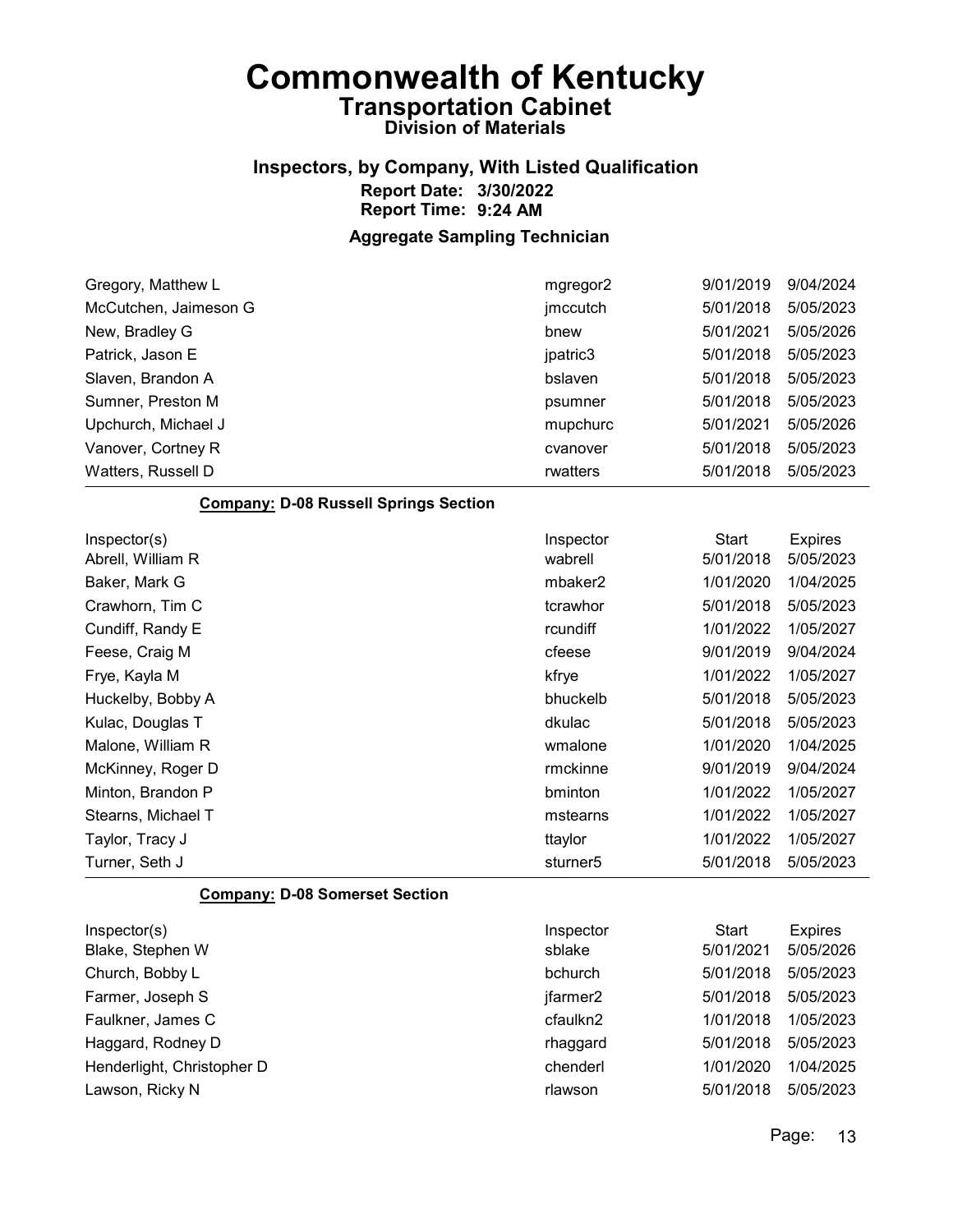# Commonwealth of Kentucky
## Transportation Cabinet
### Division of Materials

### Inspectors, by Company, With Listed Qualification
**Report Date: 3/30/2022**
**Report Time: 9:24 AM**

### Aggregate Sampling Technician

| Inspector(s) | Inspector | Start | Expires |
|---|---|---|---|
| Gregory, Matthew L | mgregor2 | 9/01/2019 | 9/04/2024 |
| McCutchen, Jaimeson G | jmccutch | 5/01/2018 | 5/05/2023 |
| New, Bradley G | bnew | 5/01/2021 | 5/05/2026 |
| Patrick, Jason E | jpatric3 | 5/01/2018 | 5/05/2023 |
| Slaven, Brandon A | bslaven | 5/01/2018 | 5/05/2023 |
| Sumner, Preston M | psumner | 5/01/2018 | 5/05/2023 |
| Upchurch, Michael J | mupchurc | 5/01/2021 | 5/05/2026 |
| Vanover, Cortney R | cvanover | 5/01/2018 | 5/05/2023 |
| Watters, Russell D | rwatters | 5/01/2018 | 5/05/2023 |

**Company: D-08 Russell Springs Section**

| Inspector(s) | Inspector | Start | Expires |
|---|---|---|---|
| Abrell, William R | wabrell | 5/01/2018 | 5/05/2023 |
| Baker, Mark G | mbaker2 | 1/01/2020 | 1/04/2025 |
| Crawhorn, Tim C | tcrawhor | 5/01/2018 | 5/05/2023 |
| Cundiff, Randy E | rcundiff | 1/01/2022 | 1/05/2027 |
| Feese, Craig M | cfeese | 9/01/2019 | 9/04/2024 |
| Frye, Kayla M | kfrye | 1/01/2022 | 1/05/2027 |
| Huckelby, Bobby A | bhuckelb | 5/01/2018 | 5/05/2023 |
| Kulac, Douglas T | dkulac | 5/01/2018 | 5/05/2023 |
| Malone, William R | wmalone | 1/01/2020 | 1/04/2025 |
| McKinney, Roger D | rmckinne | 9/01/2019 | 9/04/2024 |
| Minton, Brandon P | bminton | 1/01/2022 | 1/05/2027 |
| Stearns, Michael T | mstearns | 1/01/2022 | 1/05/2027 |
| Taylor, Tracy J | ttaylor | 1/01/2022 | 1/05/2027 |
| Turner, Seth J | sturner5 | 5/01/2018 | 5/05/2023 |

**Company: D-08 Somerset Section**

| Inspector(s) | Inspector | Start | Expires |
|---|---|---|---|
| Blake, Stephen W | sblake | 5/01/2021 | 5/05/2026 |
| Church, Bobby L | bchurch | 5/01/2018 | 5/05/2023 |
| Farmer, Joseph S | jfarmer2 | 5/01/2018 | 5/05/2023 |
| Faulkner, James C | cfaulkn2 | 1/01/2018 | 1/05/2023 |
| Haggard, Rodney D | rhaggard | 5/01/2018 | 5/05/2023 |
| Henderlight, Christopher D | chenderl | 1/01/2020 | 1/04/2025 |
| Lawson, Ricky N | rlawson | 5/01/2018 | 5/05/2023 |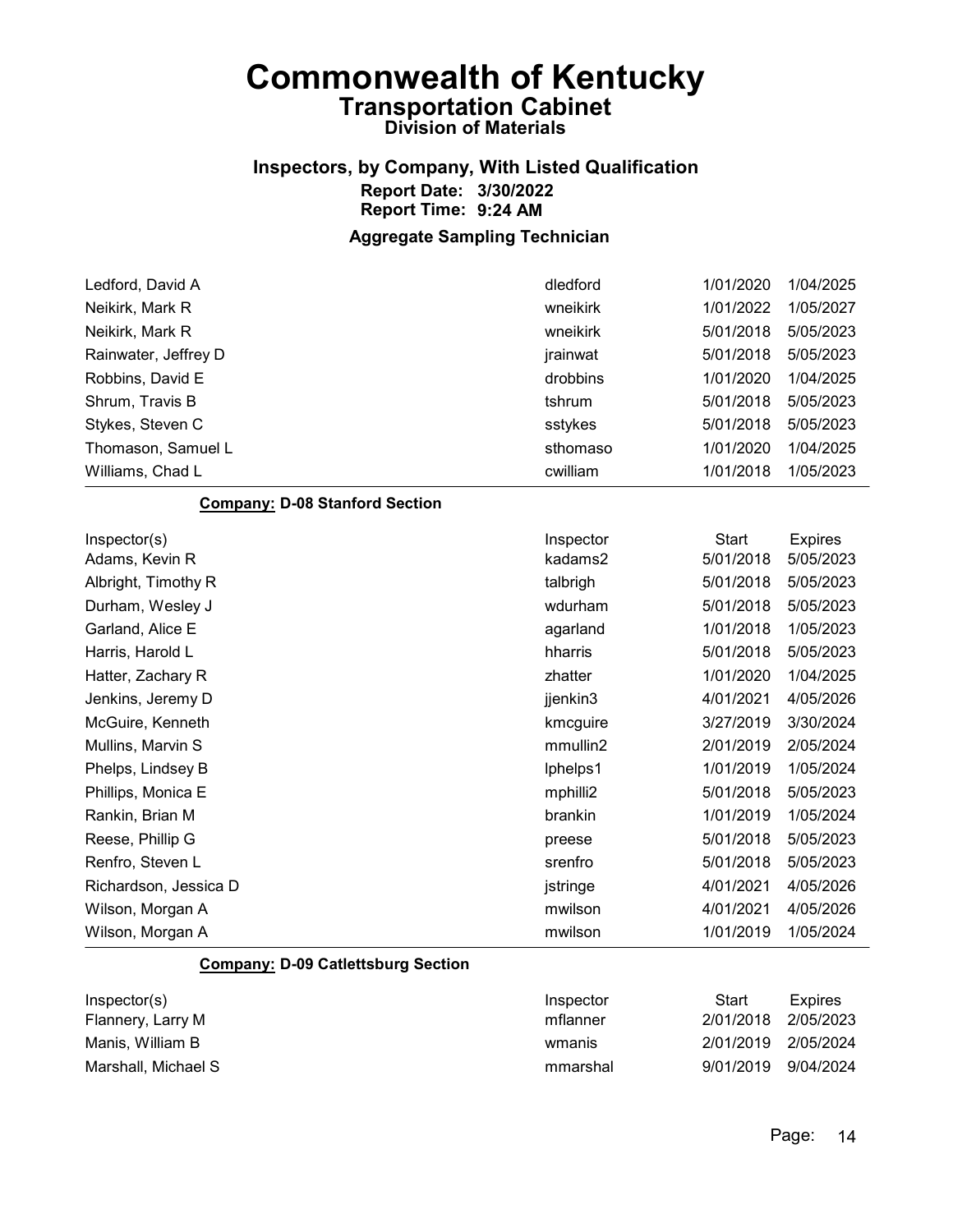# Commonwealth of Kentucky
## Transportation Cabinet
### Division of Materials

### Inspectors, by Company, With Listed Qualification

**Report Date: 3/30/2022**
**Report Time: 9:24 AM**

### Aggregate Sampling Technician

| | | | |
|---|---|---|---|
| Ledford, David A | dledford | 1/01/2020 | 1/04/2025 |
| Neikirk, Mark R | wneikirk | 1/01/2022 | 1/05/2027 |
| Neikirk, Mark R | wneikirk | 5/01/2018 | 5/05/2023 |
| Rainwater, Jeffrey D | jrainwat | 5/01/2018 | 5/05/2023 |
| Robbins, David E | drobbins | 1/01/2020 | 1/04/2025 |
| Shrum, Travis B | tshrum | 5/01/2018 | 5/05/2023 |
| Stykes, Steven C | sstykes | 5/01/2018 | 5/05/2023 |
| Thomason, Samuel L | sthomaso | 1/01/2020 | 1/04/2025 |
| Williams, Chad L | cwilliam | 1/01/2018 | 1/05/2023 |

**Company: D-08 Stanford Section**

| Inspector(s) | Inspector | Start | Expires |
|---|---|---|---|
| Adams, Kevin R | kadams2 | 5/01/2018 | 5/05/2023 |
| Albright, Timothy R | talbrigh | 5/01/2018 | 5/05/2023 |
| Durham, Wesley J | wdurham | 5/01/2018 | 5/05/2023 |
| Garland, Alice E | agarland | 1/01/2018 | 1/05/2023 |
| Harris, Harold L | hharris | 5/01/2018 | 5/05/2023 |
| Hatter, Zachary R | zhatter | 1/01/2020 | 1/04/2025 |
| Jenkins, Jeremy D | jjenkin3 | 4/01/2021 | 4/05/2026 |
| McGuire, Kenneth | kmcguire | 3/27/2019 | 3/30/2024 |
| Mullins, Marvin S | mmullin2 | 2/01/2019 | 2/05/2024 |
| Phelps, Lindsey B | lphelps1 | 1/01/2019 | 1/05/2024 |
| Phillips, Monica E | mphilli2 | 5/01/2018 | 5/05/2023 |
| Rankin, Brian M | brankin | 1/01/2019 | 1/05/2024 |
| Reese, Phillip G | preese | 5/01/2018 | 5/05/2023 |
| Renfro, Steven L | srenfro | 5/01/2018 | 5/05/2023 |
| Richardson, Jessica D | jstringe | 4/01/2021 | 4/05/2026 |
| Wilson, Morgan A | mwilson | 4/01/2021 | 4/05/2026 |
| Wilson, Morgan A | mwilson | 1/01/2019 | 1/05/2024 |

**Company: D-09 Catlettsburg Section**

| Inspector(s) | Inspector | Start | Expires |
|---|---|---|---|
| Flannery, Larry M | mflanner | 2/01/2018 | 2/05/2023 |
| Manis, William B | wmanis | 2/01/2019 | 2/05/2024 |
| Marshall, Michael S | mmarshal | 9/01/2019 | 9/04/2024 |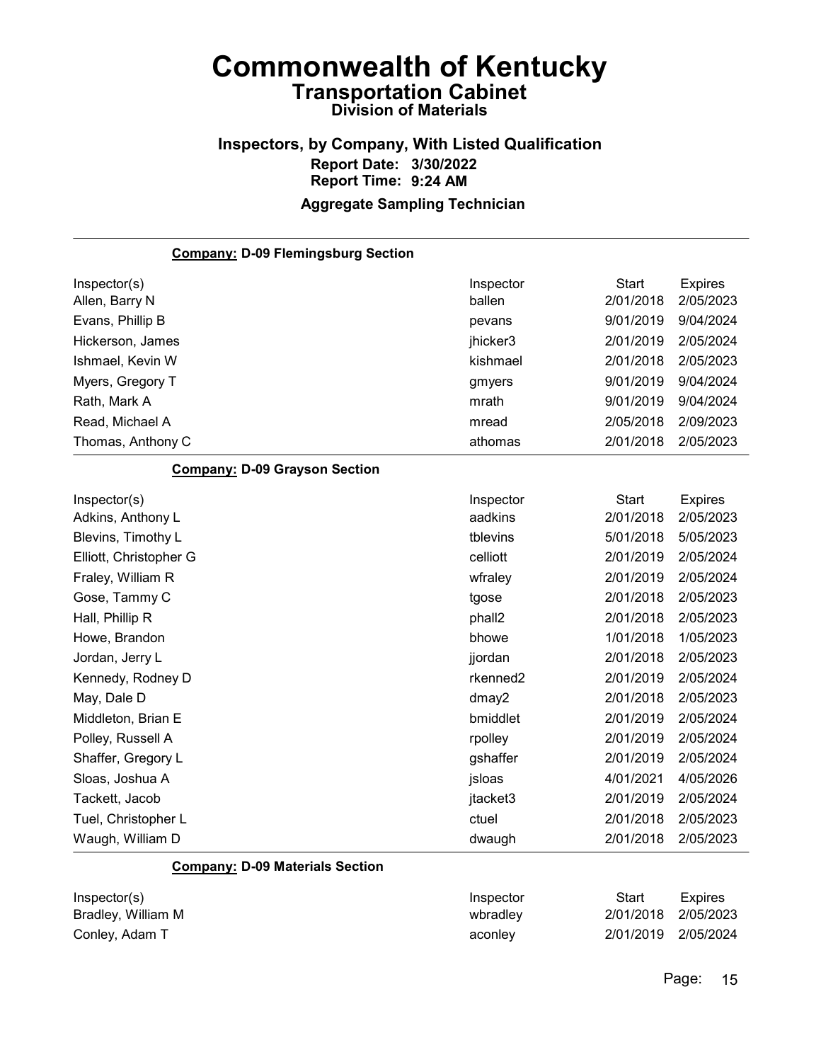# Commonwealth of Kentucky

## Transportation Cabinet

### Division of Materials

### Inspectors, by Company, With Listed Qualification

**Report Date: 3/30/2022**

**Report Time: 9:24 AM**

**Aggregate Sampling Technician**

---

**Company: D-09 Flemingsburg Section**

| Inspector(s) | Inspector | Start | Expires |
|---|---|---|---|
| Allen, Barry N | ballen | 2/01/2018 | 2/05/2023 |
| Evans, Phillip B | pevans | 9/01/2019 | 9/04/2024 |
| Hickerson, James | jhicker3 | 2/01/2019 | 2/05/2024 |
| Ishmael, Kevin W | kishmael | 2/01/2018 | 2/05/2023 |
| Myers, Gregory T | gmyers | 9/01/2019 | 9/04/2024 |
| Rath, Mark A | mrath | 9/01/2019 | 9/04/2024 |
| Read, Michael A | mread | 2/05/2018 | 2/09/2023 |
| Thomas, Anthony C | athomas | 2/01/2018 | 2/05/2023 |

**Company: D-09 Grayson Section**

| Inspector(s) | Inspector | Start | Expires |
|---|---|---|---|
| Adkins, Anthony L | aadkins | 2/01/2018 | 2/05/2023 |
| Blevins, Timothy L | tblevins | 5/01/2018 | 5/05/2023 |
| Elliott, Christopher G | celliott | 2/01/2019 | 2/05/2024 |
| Fraley, William R | wfraley | 2/01/2019 | 2/05/2024 |
| Gose, Tammy C | tgose | 2/01/2018 | 2/05/2023 |
| Hall, Phillip R | phall2 | 2/01/2018 | 2/05/2023 |
| Howe, Brandon | bhowe | 1/01/2018 | 1/05/2023 |
| Jordan, Jerry L | jjordan | 2/01/2018 | 2/05/2023 |
| Kennedy, Rodney D | rkenned2 | 2/01/2019 | 2/05/2024 |
| May, Dale D | dmay2 | 2/01/2018 | 2/05/2023 |
| Middleton, Brian E | bmiddlet | 2/01/2019 | 2/05/2024 |
| Polley, Russell A | rpolley | 2/01/2019 | 2/05/2024 |
| Shaffer, Gregory L | gshaffer | 2/01/2019 | 2/05/2024 |
| Sloas, Joshua A | jsloas | 4/01/2021 | 4/05/2026 |
| Tackett, Jacob | jtacket3 | 2/01/2019 | 2/05/2024 |
| Tuel, Christopher L | ctuel | 2/01/2018 | 2/05/2023 |
| Waugh, William D | dwaugh | 2/01/2018 | 2/05/2023 |

**Company: D-09 Materials Section**

| Inspector(s) | Inspector | Start | Expires |
|---|---|---|---|
| Bradley, William M | wbradley | 2/01/2018 | 2/05/2023 |
| Conley, Adam T | aconley | 2/01/2019 | 2/05/2024 |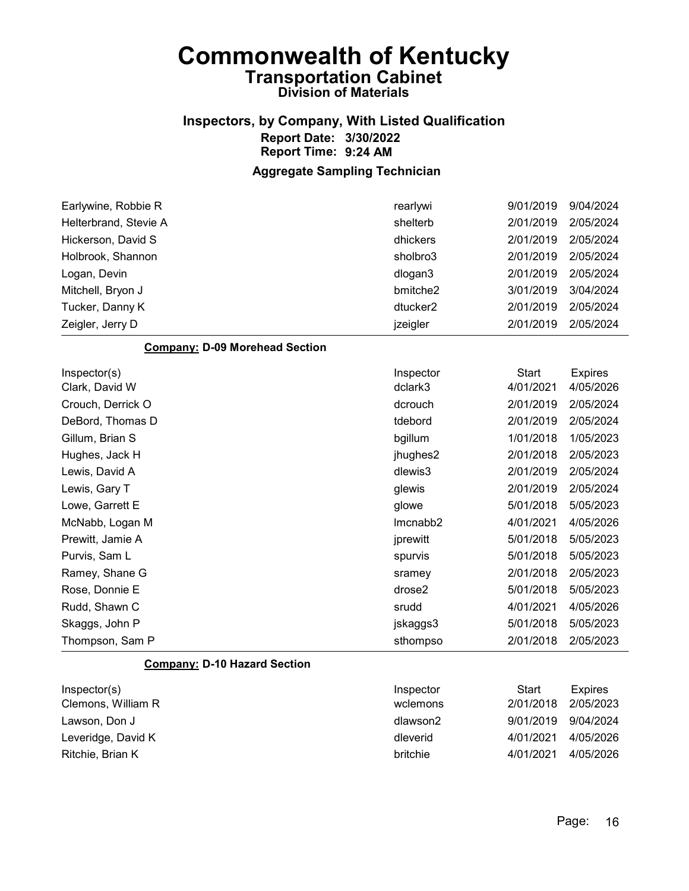# Commonwealth of Kentucky

## Transportation Cabinet

### Division of Materials

### Inspectors, by Company, With Listed Qualification

**Report Date: 3/30/2022**
**Report Time: 9:24 AM**

### Aggregate Sampling Technician

| Inspector(s) | Inspector | Start | Expires |
|---|---|---|---|
| Earlywine, Robbie R | rearlywi | 9/01/2019 | 9/04/2024 |
| Helterbrand, Stevie A | shelterb | 2/01/2019 | 2/05/2024 |
| Hickerson, David S | dhickers | 2/01/2019 | 2/05/2024 |
| Holbrook, Shannon | sholbro3 | 2/01/2019 | 2/05/2024 |
| Logan, Devin | dlogan3 | 2/01/2019 | 2/05/2024 |
| Mitchell, Bryon J | bmitche2 | 3/01/2019 | 3/04/2024 |
| Tucker, Danny K | dtucker2 | 2/01/2019 | 2/05/2024 |
| Zeigler, Jerry D | jzeigler | 2/01/2019 | 2/05/2024 |

**Company: D-09 Morehead Section**

| Inspector(s) | Inspector | Start | Expires |
|---|---|---|---|
| Clark, David W | dclark3 | 4/01/2021 | 4/05/2026 |
| Crouch, Derrick O | dcrouch | 2/01/2019 | 2/05/2024 |
| DeBord, Thomas D | tdebord | 2/01/2019 | 2/05/2024 |
| Gillum, Brian S | bgillum | 1/01/2018 | 1/05/2023 |
| Hughes, Jack H | jhughes2 | 2/01/2018 | 2/05/2023 |
| Lewis, David A | dlewis3 | 2/01/2019 | 2/05/2024 |
| Lewis, Gary T | glewis | 2/01/2019 | 2/05/2024 |
| Lowe, Garrett E | glowe | 5/01/2018 | 5/05/2023 |
| McNabb, Logan M | lmcnabb2 | 4/01/2021 | 4/05/2026 |
| Prewitt, Jamie A | jprewitt | 5/01/2018 | 5/05/2023 |
| Purvis, Sam L | spurvis | 5/01/2018 | 5/05/2023 |
| Ramey, Shane G | sramey | 2/01/2018 | 2/05/2023 |
| Rose, Donnie E | drose2 | 5/01/2018 | 5/05/2023 |
| Rudd, Shawn C | srudd | 4/01/2021 | 4/05/2026 |
| Skaggs, John P | jskaggs3 | 5/01/2018 | 5/05/2023 |
| Thompson, Sam P | sthompso | 2/01/2018 | 2/05/2023 |

**Company: D-10 Hazard Section**

| Inspector(s) | Inspector | Start | Expires |
|---|---|---|---|
| Clemons, William R | wclemons | 2/01/2018 | 2/05/2023 |
| Lawson, Don J | dlawson2 | 9/01/2019 | 9/04/2024 |
| Leveridge, David K | dleverid | 4/01/2021 | 4/05/2026 |
| Ritchie, Brian K | britchie | 4/01/2021 | 4/05/2026 |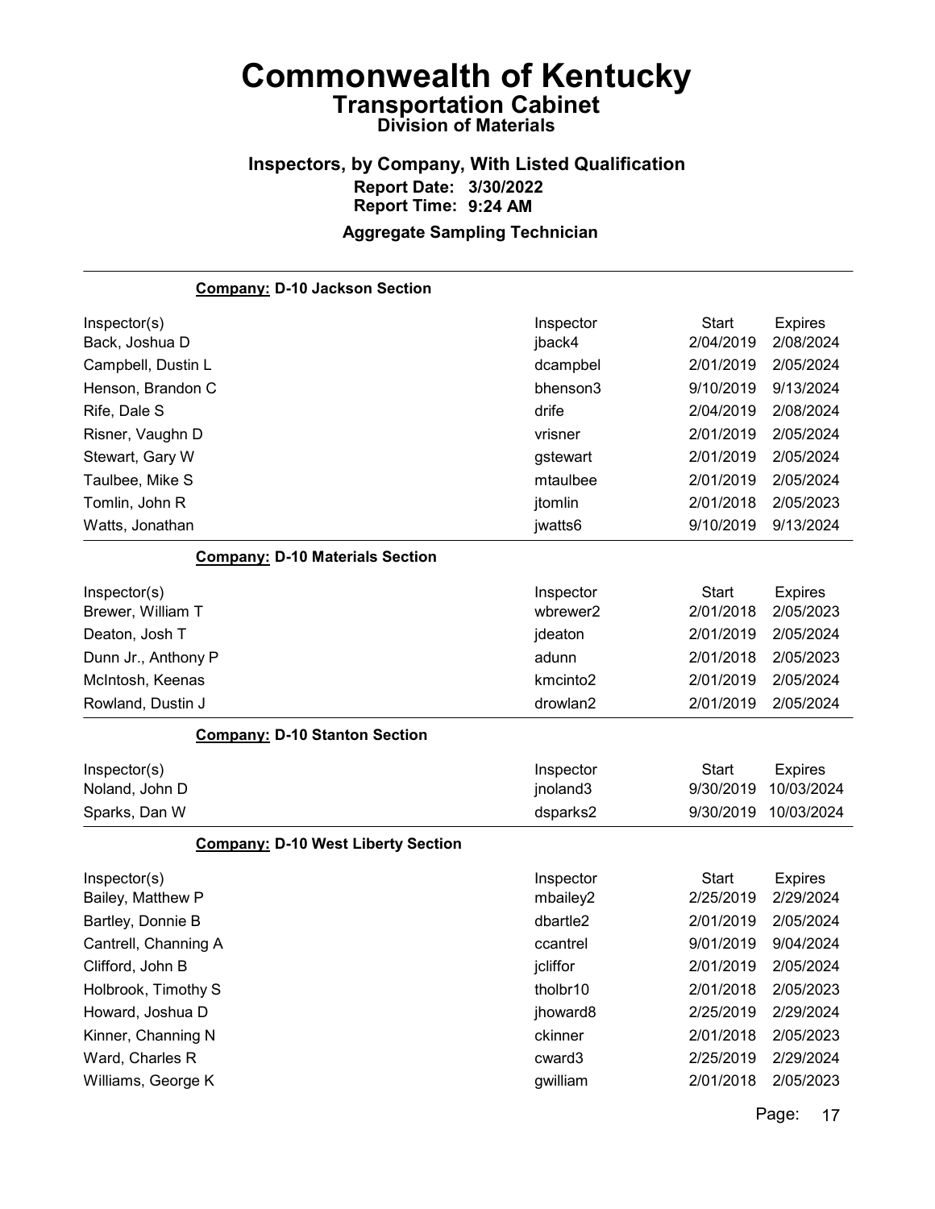# Commonwealth of Kentucky

## Transportation Cabinet

### Division of Materials

### Inspectors, by Company, With Listed Qualification

**Report Date: 3/30/2022**

**Report Time: 9:24 AM**

**Aggregate Sampling Technician**

**Company: D-10 Jackson Section**

| Inspector(s) | Inspector | Start | Expires |
|---|---|---|---|
| Back, Joshua D | jback4 | 2/04/2019 | 2/08/2024 |
| Campbell, Dustin L | dcampbel | 2/01/2019 | 2/05/2024 |
| Henson, Brandon C | bhenson3 | 9/10/2019 | 9/13/2024 |
| Rife, Dale S | drife | 2/04/2019 | 2/08/2024 |
| Risner, Vaughn D | vrisner | 2/01/2019 | 2/05/2024 |
| Stewart, Gary W | gstewart | 2/01/2019 | 2/05/2024 |
| Taulbee, Mike S | mtaulbee | 2/01/2019 | 2/05/2024 |
| Tomlin, John R | jtomlin | 2/01/2018 | 2/05/2023 |
| Watts, Jonathan | jwatts6 | 9/10/2019 | 9/13/2024 |

**Company: D-10 Materials Section**

| Inspector(s) | Inspector | Start | Expires |
|---|---|---|---|
| Brewer, William T | wbrewer2 | 2/01/2018 | 2/05/2023 |
| Deaton, Josh T | jdeaton | 2/01/2019 | 2/05/2024 |
| Dunn Jr., Anthony P | adunn | 2/01/2018 | 2/05/2023 |
| McIntosh, Keenas | kmcinto2 | 2/01/2019 | 2/05/2024 |
| Rowland, Dustin J | drowlan2 | 2/01/2019 | 2/05/2024 |

**Company: D-10 Stanton Section**

| Inspector(s) | Inspector | Start | Expires |
|---|---|---|---|
| Noland, John D | jnoland3 | 9/30/2019 | 10/03/2024 |
| Sparks, Dan W | dsparks2 | 9/30/2019 | 10/03/2024 |

**Company: D-10 West Liberty Section**

| Inspector(s) | Inspector | Start | Expires |
|---|---|---|---|
| Bailey, Matthew P | mbailey2 | 2/25/2019 | 2/29/2024 |
| Bartley, Donnie B | dbartle2 | 2/01/2019 | 2/05/2024 |
| Cantrell, Channing A | ccantrel | 9/01/2019 | 9/04/2024 |
| Clifford, John B | jcliffor | 2/01/2019 | 2/05/2024 |
| Holbrook, Timothy S | tholbr10 | 2/01/2018 | 2/05/2023 |
| Howard, Joshua D | jhoward8 | 2/25/2019 | 2/29/2024 |
| Kinner, Channing N | ckinner | 2/01/2018 | 2/05/2023 |
| Ward, Charles R | cward3 | 2/25/2019 | 2/29/2024 |
| Williams, George K | gwilliam | 2/01/2018 | 2/05/2023 |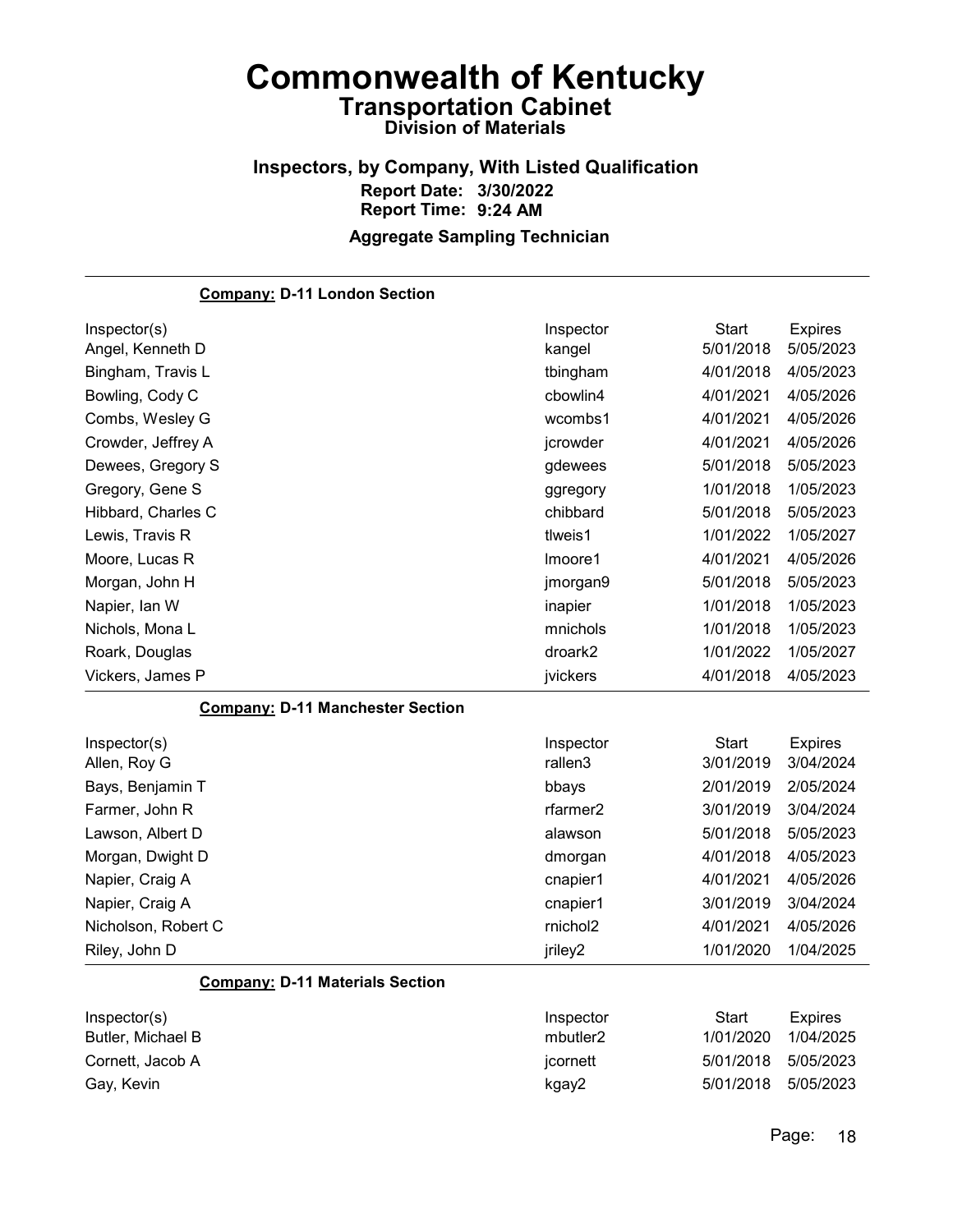# Commonwealth of Kentucky

## Transportation Cabinet

### Division of Materials

### Inspectors, by Company, With Listed Qualification

**Report Date: 3/30/2022**
**Report Time: 9:24 AM**

### Aggregate Sampling Technician

**Company: D-11 London Section**

| Inspector(s) | Inspector | Start | Expires |
|---|---|---|---|
| Angel, Kenneth D | kangel | 5/01/2018 | 5/05/2023 |
| Bingham, Travis L | tbingham | 4/01/2018 | 4/05/2023 |
| Bowling, Cody C | cbowlin4 | 4/01/2021 | 4/05/2026 |
| Combs, Wesley G | wcombs1 | 4/01/2021 | 4/05/2026 |
| Crowder, Jeffrey A | jcrowder | 4/01/2021 | 4/05/2026 |
| Dewees, Gregory S | gdewees | 5/01/2018 | 5/05/2023 |
| Gregory, Gene S | ggregory | 1/01/2018 | 1/05/2023 |
| Hibbard, Charles C | chibbard | 5/01/2018 | 5/05/2023 |
| Lewis, Travis R | tlweis1 | 1/01/2022 | 1/05/2027 |
| Moore, Lucas R | lmoore1 | 4/01/2021 | 4/05/2026 |
| Morgan, John H | jmorgan9 | 5/01/2018 | 5/05/2023 |
| Napier, Ian W | inapier | 1/01/2018 | 1/05/2023 |
| Nichols, Mona L | mnichols | 1/01/2018 | 1/05/2023 |
| Roark, Douglas | droark2 | 1/01/2022 | 1/05/2027 |
| Vickers, James P | jvickers | 4/01/2018 | 4/05/2023 |

**Company: D-11 Manchester Section**

| Inspector(s) | Inspector | Start | Expires |
|---|---|---|---|
| Allen, Roy G | rallen3 | 3/01/2019 | 3/04/2024 |
| Bays, Benjamin T | bbays | 2/01/2019 | 2/05/2024 |
| Farmer, John R | rfarmer2 | 3/01/2019 | 3/04/2024 |
| Lawson, Albert D | alawson | 5/01/2018 | 5/05/2023 |
| Morgan, Dwight D | dmorgan | 4/01/2018 | 4/05/2023 |
| Napier, Craig A | cnapier1 | 4/01/2021 | 4/05/2026 |
| Napier, Craig A | cnapier1 | 3/01/2019 | 3/04/2024 |
| Nicholson, Robert C | rnichol2 | 4/01/2021 | 4/05/2026 |
| Riley, John D | jriley2 | 1/01/2020 | 1/04/2025 |

**Company: D-11 Materials Section**

| Inspector(s) | Inspector | Start | Expires |
|---|---|---|---|
| Butler, Michael B | mbutler2 | 1/01/2020 | 1/04/2025 |
| Cornett, Jacob A | jcornett | 5/01/2018 | 5/05/2023 |
| Gay, Kevin | kgay2 | 5/01/2018 | 5/05/2023 |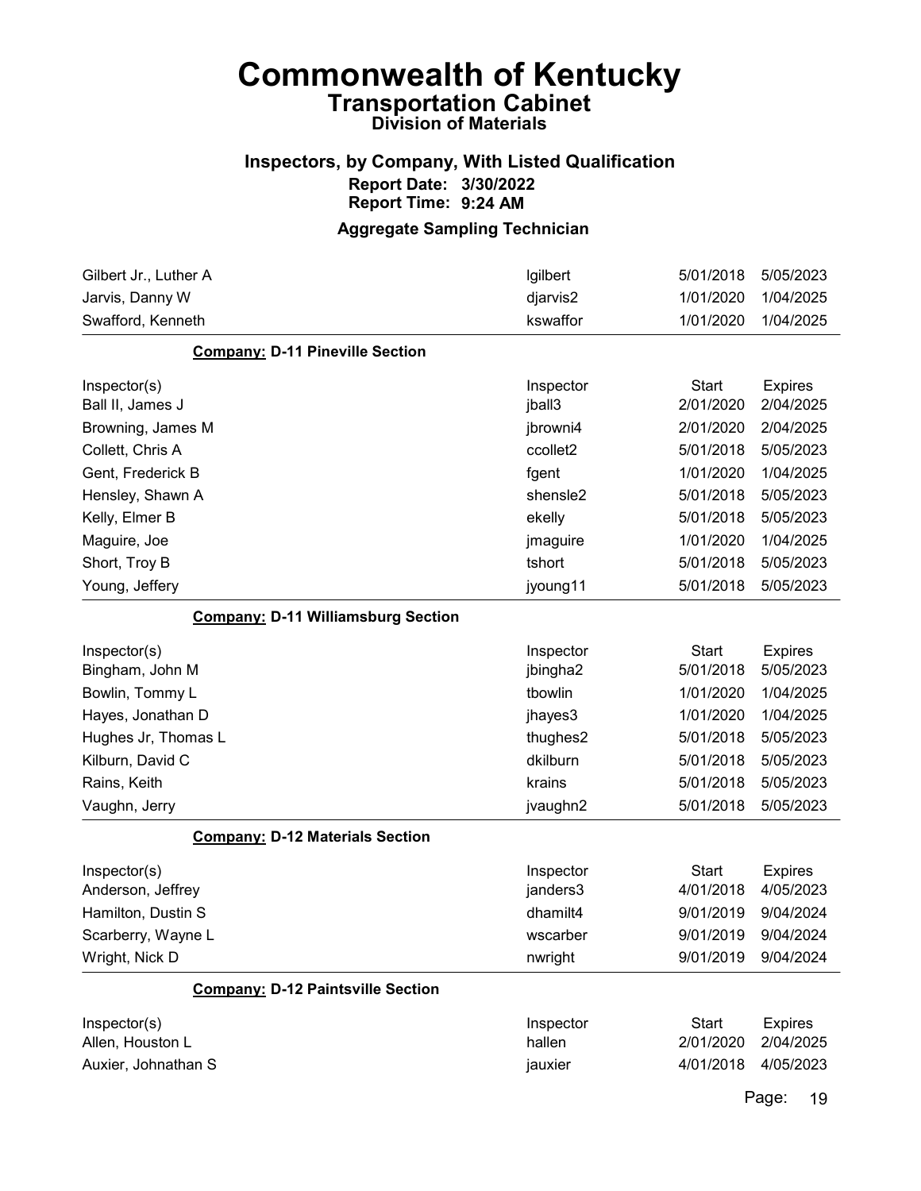# Commonwealth of Kentucky
## Transportation Cabinet
### Division of Materials

### Inspectors, by Company, With Listed Qualification
**Report Date: 3/30/2022**
**Report Time: 9:24 AM**

### Aggregate Sampling Technician

| | | | |
|---|---|---|---|
| Gilbert Jr., Luther A | lgilbert | 5/01/2018 | 5/05/2023 |
| Jarvis, Danny W | djarvis2 | 1/01/2020 | 1/04/2025 |
| Swafford, Kenneth | kswaffor | 1/01/2020 | 1/04/2025 |

**Company: D-11 Pineville Section**

| Inspector(s) | Inspector | Start | Expires |
|---|---|---|---|
| Ball II, James J | jball3 | 2/01/2020 | 2/04/2025 |
| Browning, James M | jbrowni4 | 2/01/2020 | 2/04/2025 |
| Collett, Chris A | ccollet2 | 5/01/2018 | 5/05/2023 |
| Gent, Frederick B | fgent | 1/01/2020 | 1/04/2025 |
| Hensley, Shawn A | shensle2 | 5/01/2018 | 5/05/2023 |
| Kelly, Elmer B | ekelly | 5/01/2018 | 5/05/2023 |
| Maguire, Joe | jmaguire | 1/01/2020 | 1/04/2025 |
| Short, Troy B | tshort | 5/01/2018 | 5/05/2023 |
| Young, Jeffery | jyoung11 | 5/01/2018 | 5/05/2023 |

**Company: D-11 Williamsburg Section**

| Inspector(s) | Inspector | Start | Expires |
|---|---|---|---|
| Bingham, John M | jbingha2 | 5/01/2018 | 5/05/2023 |
| Bowlin, Tommy L | tbowlin | 1/01/2020 | 1/04/2025 |
| Hayes, Jonathan D | jhayes3 | 1/01/2020 | 1/04/2025 |
| Hughes Jr, Thomas L | thughes2 | 5/01/2018 | 5/05/2023 |
| Kilburn, David C | dkilburn | 5/01/2018 | 5/05/2023 |
| Rains, Keith | krains | 5/01/2018 | 5/05/2023 |
| Vaughn, Jerry | jvaughn2 | 5/01/2018 | 5/05/2023 |

**Company: D-12 Materials Section**

| Inspector(s) | Inspector | Start | Expires |
|---|---|---|---|
| Anderson, Jeffrey | janders3 | 4/01/2018 | 4/05/2023 |
| Hamilton, Dustin S | dhamilt4 | 9/01/2019 | 9/04/2024 |
| Scarberry, Wayne L | wscarber | 9/01/2019 | 9/04/2024 |
| Wright, Nick D | nwright | 9/01/2019 | 9/04/2024 |

**Company: D-12 Paintsville Section**

| Inspector(s) | Inspector | Start | Expires |
|---|---|---|---|
| Allen, Houston L | hallen | 2/01/2020 | 2/04/2025 |
| Auxier, Johnathan S | jauxier | 4/01/2018 | 4/05/2023 |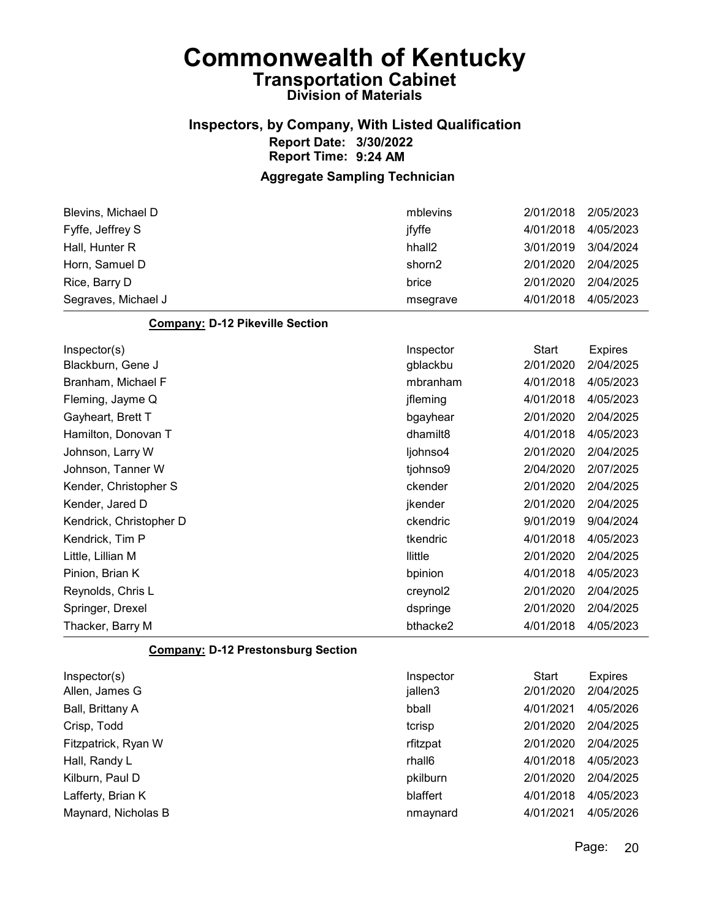# Commonwealth of Kentucky

## Transportation Cabinet

### Division of Materials

### Inspectors, by Company, With Listed Qualification

**Report Date: 3/30/2022**
**Report Time: 9:24 AM**

### Aggregate Sampling Technician

| Inspector(s) | Inspector | Start | Expires |
|---|---|---|---|
| Blevins, Michael D | mblevins | 2/01/2018 | 2/05/2023 |
| Fyffe, Jeffrey S | jfyffe | 4/01/2018 | 4/05/2023 |
| Hall, Hunter R | hhall2 | 3/01/2019 | 3/04/2024 |
| Horn, Samuel D | shorn2 | 2/01/2020 | 2/04/2025 |
| Rice, Barry D | brice | 2/01/2020 | 2/04/2025 |
| Segraves, Michael J | msegrave | 4/01/2018 | 4/05/2023 |

**Company: D-12 Pikeville Section**

| Inspector(s) | Inspector | Start | Expires |
|---|---|---|---|
| Blackburn, Gene J | gblackbu | 2/01/2020 | 2/04/2025 |
| Branham, Michael F | mbranham | 4/01/2018 | 4/05/2023 |
| Fleming, Jayme Q | jfleming | 4/01/2018 | 4/05/2023 |
| Gayheart, Brett T | bgayhear | 2/01/2020 | 2/04/2025 |
| Hamilton, Donovan T | dhamilt8 | 4/01/2018 | 4/05/2023 |
| Johnson, Larry W | ljohnso4 | 2/01/2020 | 2/04/2025 |
| Johnson, Tanner W | tjohnso9 | 2/04/2020 | 2/07/2025 |
| Kender, Christopher S | ckender | 2/01/2020 | 2/04/2025 |
| Kender, Jared D | jkender | 2/01/2020 | 2/04/2025 |
| Kendrick, Christopher D | ckendric | 9/01/2019 | 9/04/2024 |
| Kendrick, Tim P | tkendric | 4/01/2018 | 4/05/2023 |
| Little, Lillian M | llittle | 2/01/2020 | 2/04/2025 |
| Pinion, Brian K | bpinion | 4/01/2018 | 4/05/2023 |
| Reynolds, Chris L | creynol2 | 2/01/2020 | 2/04/2025 |
| Springer, Drexel | dspringe | 2/01/2020 | 2/04/2025 |
| Thacker, Barry M | bthacke2 | 4/01/2018 | 4/05/2023 |

**Company: D-12 Prestonsburg Section**

| Inspector(s) | Inspector | Start | Expires |
|---|---|---|---|
| Allen, James G | jallen3 | 2/01/2020 | 2/04/2025 |
| Ball, Brittany A | bball | 4/01/2021 | 4/05/2026 |
| Crisp, Todd | tcrisp | 2/01/2020 | 2/04/2025 |
| Fitzpatrick, Ryan W | rfitzpat | 2/01/2020 | 2/04/2025 |
| Hall, Randy L | rhall6 | 4/01/2018 | 4/05/2023 |
| Kilburn, Paul D | pkilburn | 2/01/2020 | 2/04/2025 |
| Lafferty, Brian K | blaffert | 4/01/2018 | 4/05/2023 |
| Maynard, Nicholas B | nmaynard | 4/01/2021 | 4/05/2026 |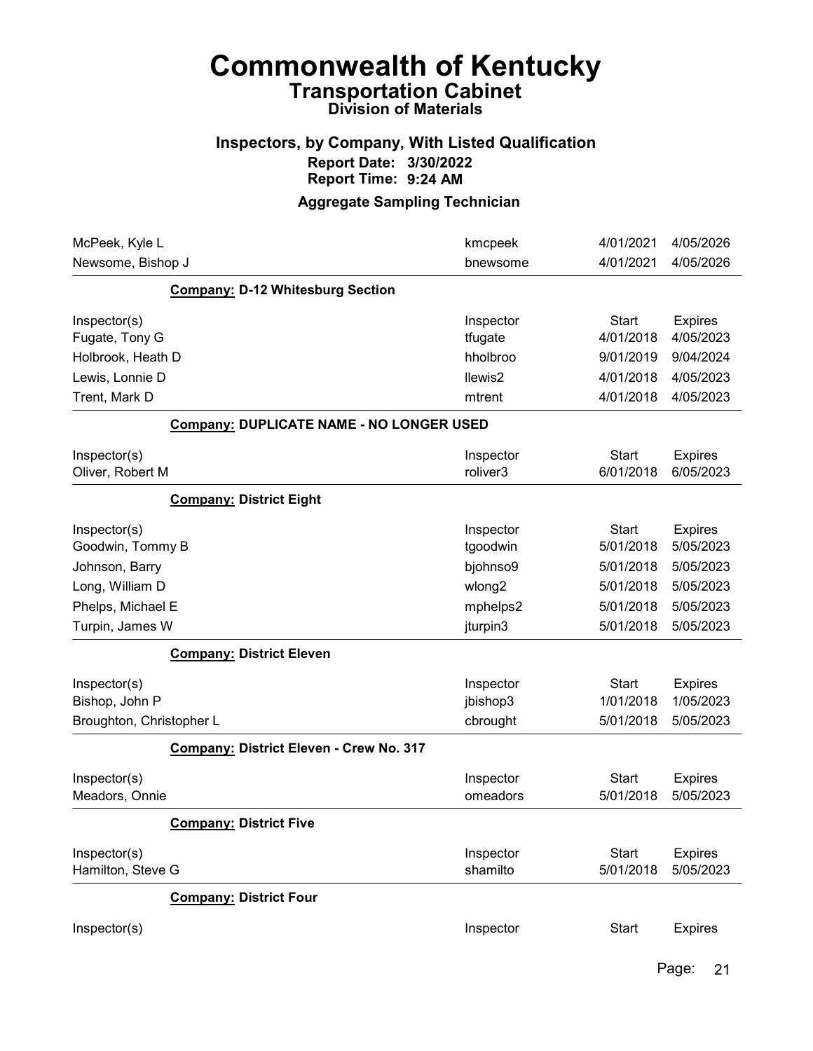# Commonwealth of Kentucky

## Transportation Cabinet

### Division of Materials

### Inspectors, by Company, With Listed Qualification

**Report Date: 3/30/2022**

**Report Time: 9:24 AM**

### Aggregate Sampling Technician

| Inspector(s) | Inspector | Start | Expires |
|---|---|---|---|
| McPeek, Kyle L | kmcpeek | 4/01/2021 | 4/05/2026 |
| Newsome, Bishop J | bnewsome | 4/01/2021 | 4/05/2026 |

**Company: D-12 Whitesburg Section**

| Inspector(s) | Inspector | Start | Expires |
|---|---|---|---|
| Fugate, Tony G | tfugate | 4/01/2018 | 4/05/2023 |
| Holbrook, Heath D | hholbroo | 9/01/2019 | 9/04/2024 |
| Lewis, Lonnie D | llewis2 | 4/01/2018 | 4/05/2023 |
| Trent, Mark D | mtrent | 4/01/2018 | 4/05/2023 |

**Company: DUPLICATE NAME - NO LONGER USED**

| Inspector(s) | Inspector | Start | Expires |
|---|---|---|---|
| Oliver, Robert M | roliver3 | 6/01/2018 | 6/05/2023 |

**Company: District Eight**

| Inspector(s) | Inspector | Start | Expires |
|---|---|---|---|
| Goodwin, Tommy B | tgoodwin | 5/01/2018 | 5/05/2023 |
| Johnson, Barry | bjohnso9 | 5/01/2018 | 5/05/2023 |
| Long, William D | wlong2 | 5/01/2018 | 5/05/2023 |
| Phelps, Michael E | mphelps2 | 5/01/2018 | 5/05/2023 |
| Turpin, James W | jturpin3 | 5/01/2018 | 5/05/2023 |

**Company: District Eleven**

| Inspector(s) | Inspector | Start | Expires |
|---|---|---|---|
| Bishop, John P | jbishop3 | 1/01/2018 | 1/05/2023 |
| Broughton, Christopher L | cbrought | 5/01/2018 | 5/05/2023 |

**Company: District Eleven - Crew No. 317**

| Inspector(s) | Inspector | Start | Expires |
|---|---|---|---|
| Meadors, Onnie | omeadors | 5/01/2018 | 5/05/2023 |

**Company: District Five**

| Inspector(s) | Inspector | Start | Expires |
|---|---|---|---|
| Hamilton, Steve G | shamilto | 5/01/2018 | 5/05/2023 |

**Company: District Four**

| Inspector(s) | Inspector | Start | Expires |
|---|---|---|---|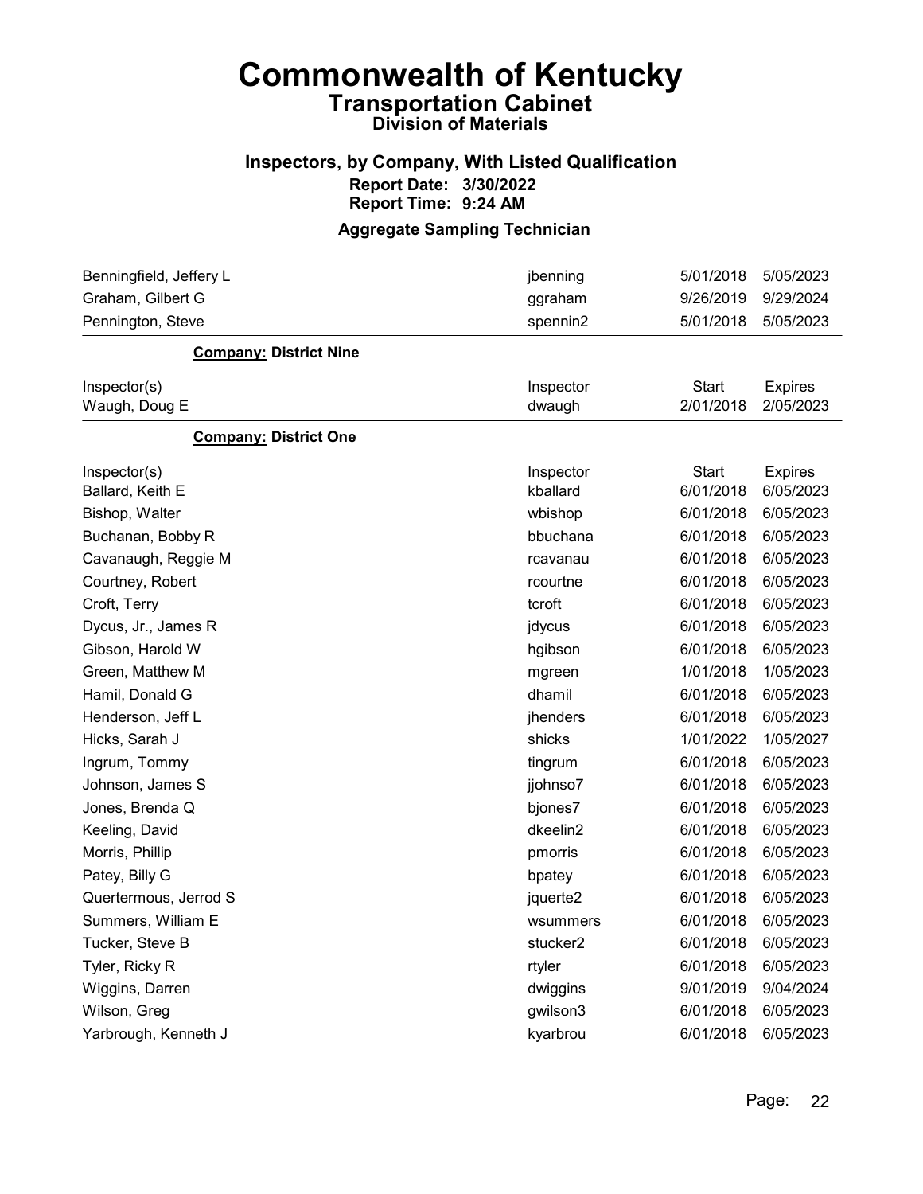# Commonwealth of Kentucky
## Transportation Cabinet
### Division of Materials

### Inspectors, by Company, With Listed Qualification
**Report Date: 3/30/2022**
**Report Time: 9:24 AM**

### Aggregate Sampling Technician

| | | | |
|---|---|---|---|
| Benningfield, Jeffery L | jbenning | 5/01/2018 | 5/05/2023 |
| Graham, Gilbert G | ggraham | 9/26/2019 | 9/29/2024 |
| Pennington, Steve | spennin2 | 5/01/2018 | 5/05/2023 |

**Company: District Nine**

| Inspector(s) | Inspector | Start | Expires |
|---|---|---|---|
| Waugh, Doug E | dwaugh | 2/01/2018 | 2/05/2023 |

**Company: District One**

| Inspector(s) | Inspector | Start | Expires |
|---|---|---|---|
| Ballard, Keith E | kballard | 6/01/2018 | 6/05/2023 |
| Bishop, Walter | wbishop | 6/01/2018 | 6/05/2023 |
| Buchanan, Bobby R | bbuchana | 6/01/2018 | 6/05/2023 |
| Cavanaugh, Reggie M | rcavanau | 6/01/2018 | 6/05/2023 |
| Courtney, Robert | rcourtne | 6/01/2018 | 6/05/2023 |
| Croft, Terry | tcroft | 6/01/2018 | 6/05/2023 |
| Dycus, Jr., James R | jdycus | 6/01/2018 | 6/05/2023 |
| Gibson, Harold W | hgibson | 6/01/2018 | 6/05/2023 |
| Green, Matthew M | mgreen | 1/01/2018 | 1/05/2023 |
| Hamil, Donald G | dhamil | 6/01/2018 | 6/05/2023 |
| Henderson, Jeff L | jhenders | 6/01/2018 | 6/05/2023 |
| Hicks, Sarah J | shicks | 1/01/2022 | 1/05/2027 |
| Ingrum, Tommy | tingrum | 6/01/2018 | 6/05/2023 |
| Johnson, James S | jjohnso7 | 6/01/2018 | 6/05/2023 |
| Jones, Brenda Q | bjones7 | 6/01/2018 | 6/05/2023 |
| Keeling, David | dkeelin2 | 6/01/2018 | 6/05/2023 |
| Morris, Phillip | pmorris | 6/01/2018 | 6/05/2023 |
| Patey, Billy G | bpatey | 6/01/2018 | 6/05/2023 |
| Quertermous, Jerrod S | jquerte2 | 6/01/2018 | 6/05/2023 |
| Summers, William E | wsummers | 6/01/2018 | 6/05/2023 |
| Tucker, Steve B | stucker2 | 6/01/2018 | 6/05/2023 |
| Tyler, Ricky R | rtyler | 6/01/2018 | 6/05/2023 |
| Wiggins, Darren | dwiggins | 9/01/2019 | 9/04/2024 |
| Wilson, Greg | gwilson3 | 6/01/2018 | 6/05/2023 |
| Yarbrough, Kenneth J | kyarbrou | 6/01/2018 | 6/05/2023 |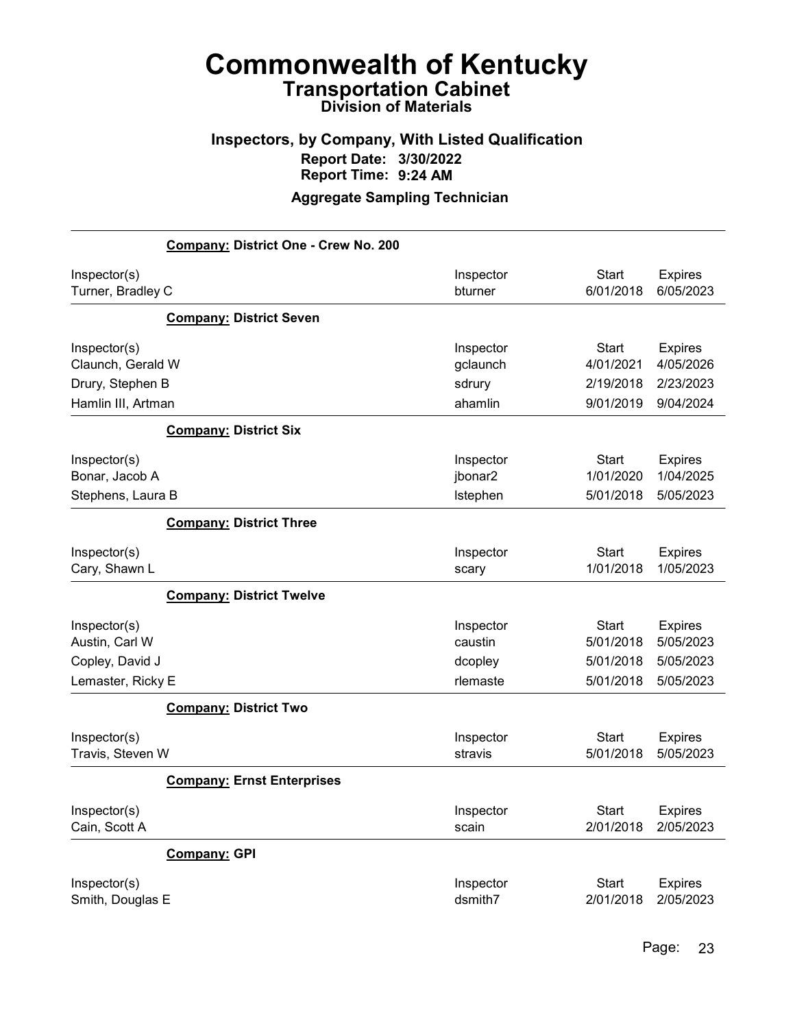# Commonwealth of Kentucky
## Transportation Cabinet
### Division of Materials

### Inspectors, by Company, With Listed Qualification
**Report Date: 3/30/2022**
**Report Time: 9:24 AM**

### Aggregate Sampling Technician

**Company: District One - Crew No. 200**

| Inspector(s) | Inspector | Start | Expires |
|---|---|---|---|
| Turner, Bradley C | bturner | 6/01/2018 | 6/05/2023 |

**Company: District Seven**

| Inspector(s) | Inspector | Start | Expires |
|---|---|---|---|
| Claunch, Gerald W | gclaunch | 4/01/2021 | 4/05/2026 |
| Drury, Stephen B | sdrury | 2/19/2018 | 2/23/2023 |
| Hamlin III, Artman | ahamlin | 9/01/2019 | 9/04/2024 |

**Company: District Six**

| Inspector(s) | Inspector | Start | Expires |
|---|---|---|---|
| Bonar, Jacob A | jbonar2 | 1/01/2020 | 1/04/2025 |
| Stephens, Laura B | lstephen | 5/01/2018 | 5/05/2023 |

**Company: District Three**

| Inspector(s) | Inspector | Start | Expires |
|---|---|---|---|
| Cary, Shawn L | scary | 1/01/2018 | 1/05/2023 |

**Company: District Twelve**

| Inspector(s) | Inspector | Start | Expires |
|---|---|---|---|
| Austin, Carl W | caustin | 5/01/2018 | 5/05/2023 |
| Copley, David J | dcopley | 5/01/2018 | 5/05/2023 |
| Lemaster, Ricky E | rlemaste | 5/01/2018 | 5/05/2023 |

**Company: District Two**

| Inspector(s) | Inspector | Start | Expires |
|---|---|---|---|
| Travis, Steven W | stravis | 5/01/2018 | 5/05/2023 |

**Company: Ernst Enterprises**

| Inspector(s) | Inspector | Start | Expires |
|---|---|---|---|
| Cain, Scott A | scain | 2/01/2018 | 2/05/2023 |

**Company: GPI**

| Inspector(s) | Inspector | Start | Expires |
|---|---|---|---|
| Smith, Douglas E | dsmith7 | 2/01/2018 | 2/05/2023 |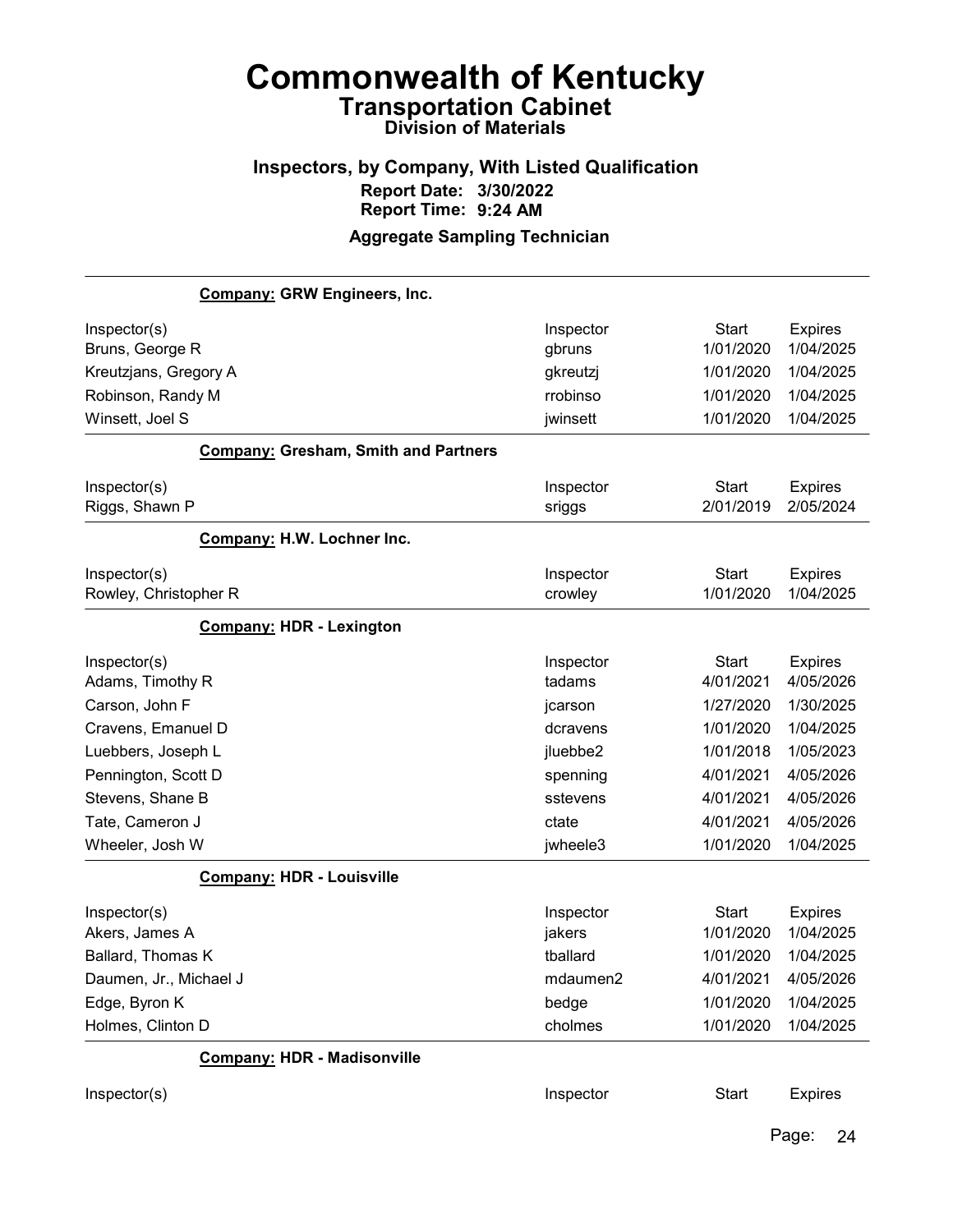# Commonwealth of Kentucky

## Transportation Cabinet

### Division of Materials

### Inspectors, by Company, With Listed Qualification

**Report Date: 3/30/2022**
**Report Time: 9:24 AM**

### Aggregate Sampling Technician

**Company: GRW Engineers, Inc.**

| Inspector(s) | Inspector | Start | Expires |
|---|---|---|---|
| Bruns, George R | gbruns | 1/01/2020 | 1/04/2025 |
| Kreutzjans, Gregory A | gkreutzj | 1/01/2020 | 1/04/2025 |
| Robinson, Randy M | rrobinso | 1/01/2020 | 1/04/2025 |
| Winsett, Joel S | jwinsett | 1/01/2020 | 1/04/2025 |

**Company: Gresham, Smith and Partners**

| Inspector(s) | Inspector | Start | Expires |
|---|---|---|---|
| Riggs, Shawn P | sriggs | 2/01/2019 | 2/05/2024 |

**Company: H.W. Lochner Inc.**

| Inspector(s) | Inspector | Start | Expires |
|---|---|---|---|
| Rowley, Christopher R | crowley | 1/01/2020 | 1/04/2025 |

**Company: HDR - Lexington**

| Inspector(s) | Inspector | Start | Expires |
|---|---|---|---|
| Adams, Timothy R | tadams | 4/01/2021 | 4/05/2026 |
| Carson, John F | jcarson | 1/27/2020 | 1/30/2025 |
| Cravens, Emanuel D | dcravens | 1/01/2020 | 1/04/2025 |
| Luebbers, Joseph L | jluebbe2 | 1/01/2018 | 1/05/2023 |
| Pennington, Scott D | spenning | 4/01/2021 | 4/05/2026 |
| Stevens, Shane B | sstevens | 4/01/2021 | 4/05/2026 |
| Tate, Cameron J | ctate | 4/01/2021 | 4/05/2026 |
| Wheeler, Josh W | jwheele3 | 1/01/2020 | 1/04/2025 |

**Company: HDR - Louisville**

| Inspector(s) | Inspector | Start | Expires |
|---|---|---|---|
| Akers, James A | jakers | 1/01/2020 | 1/04/2025 |
| Ballard, Thomas K | tballard | 1/01/2020 | 1/04/2025 |
| Daumen, Jr., Michael J | mdaumen2 | 4/01/2021 | 4/05/2026 |
| Edge, Byron K | bedge | 1/01/2020 | 1/04/2025 |
| Holmes, Clinton D | cholmes | 1/01/2020 | 1/04/2025 |

**Company: HDR - Madisonville**

| Inspector(s) | Inspector | Start | Expires |
|---|---|---|---|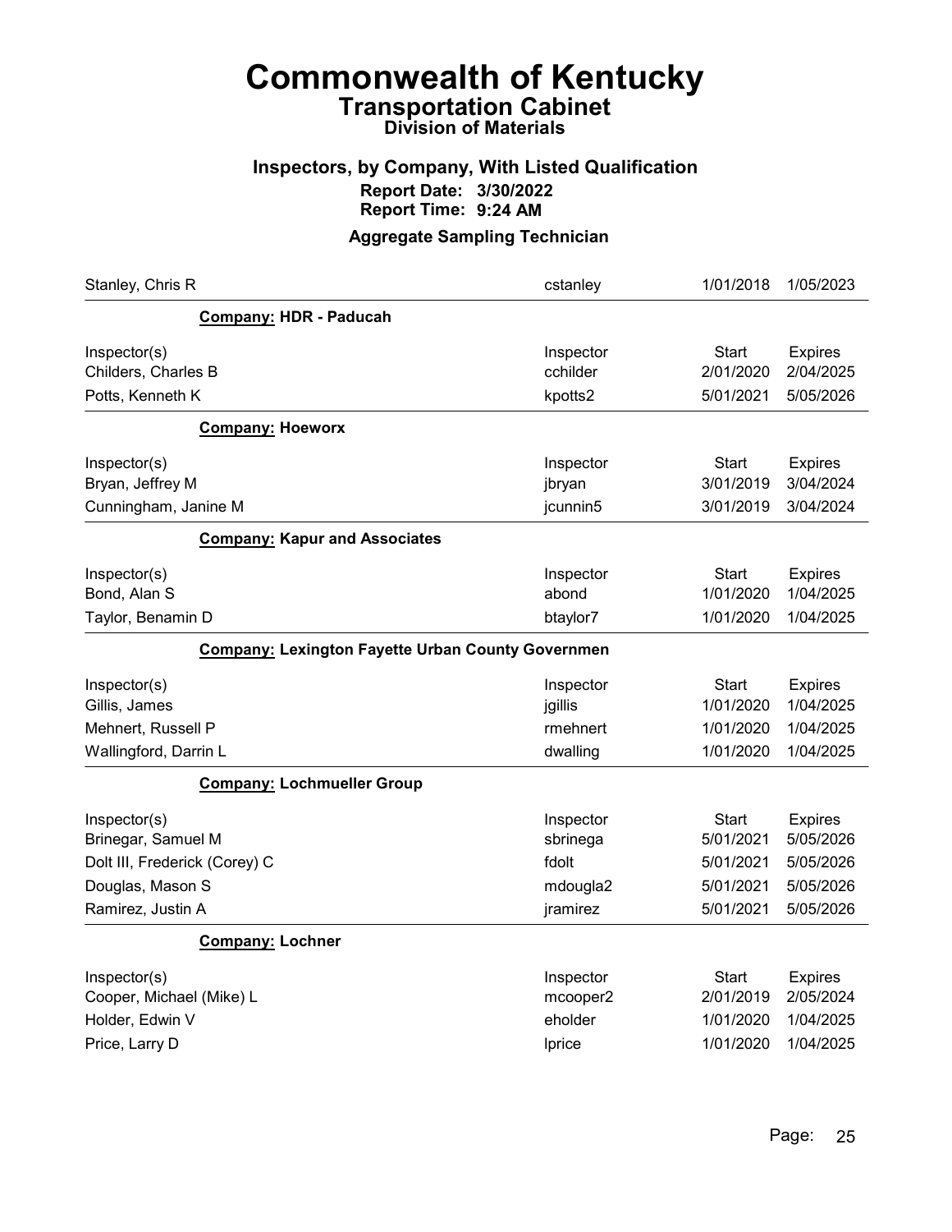# Commonwealth of Kentucky
## Transportation Cabinet
### Division of Materials

### Inspectors, by Company, With Listed Qualification
**Report Date: 3/30/2022**
**Report Time: 9:24 AM**

### Aggregate Sampling Technician

| | | | |
|---|---|---|---|
| Stanley, Chris R | cstanley | 1/01/2018 | 1/05/2023 |

**Company:** HDR - Paducah

| Inspector(s) | Inspector | Start | Expires |
|---|---|---|---|
| Childers, Charles B | cchilder | 2/01/2020 | 2/04/2025 |
| Potts, Kenneth K | kpotts2 | 5/01/2021 | 5/05/2026 |

**Company:** Hoeworx

| Inspector(s) | Inspector | Start | Expires |
|---|---|---|---|
| Bryan, Jeffrey M | jbryan | 3/01/2019 | 3/04/2024 |
| Cunningham, Janine M | jcunnin5 | 3/01/2019 | 3/04/2024 |

**Company:** Kapur and Associates

| Inspector(s) | Inspector | Start | Expires |
|---|---|---|---|
| Bond, Alan S | abond | 1/01/2020 | 1/04/2025 |
| Taylor, Benamin D | btaylor7 | 1/01/2020 | 1/04/2025 |

**Company:** Lexington Fayette Urban County Governmen

| Inspector(s) | Inspector | Start | Expires |
|---|---|---|---|
| Gillis, James | jgillis | 1/01/2020 | 1/04/2025 |
| Mehnert, Russell P | rmehnert | 1/01/2020 | 1/04/2025 |
| Wallingford, Darrin L | dwalling | 1/01/2020 | 1/04/2025 |

**Company:** Lochmueller Group

| Inspector(s) | Inspector | Start | Expires |
|---|---|---|---|
| Brinegar, Samuel M | sbrinega | 5/01/2021 | 5/05/2026 |
| Dolt III, Frederick (Corey) C | fdolt | 5/01/2021 | 5/05/2026 |
| Douglas, Mason S | mdougla2 | 5/01/2021 | 5/05/2026 |
| Ramirez, Justin A | jramirez | 5/01/2021 | 5/05/2026 |

**Company:** Lochner

| Inspector(s) | Inspector | Start | Expires |
|---|---|---|---|
| Cooper, Michael (Mike) L | mcooper2 | 2/01/2019 | 2/05/2024 |
| Holder, Edwin V | eholder | 1/01/2020 | 1/04/2025 |
| Price, Larry D | lprice | 1/01/2020 | 1/04/2025 |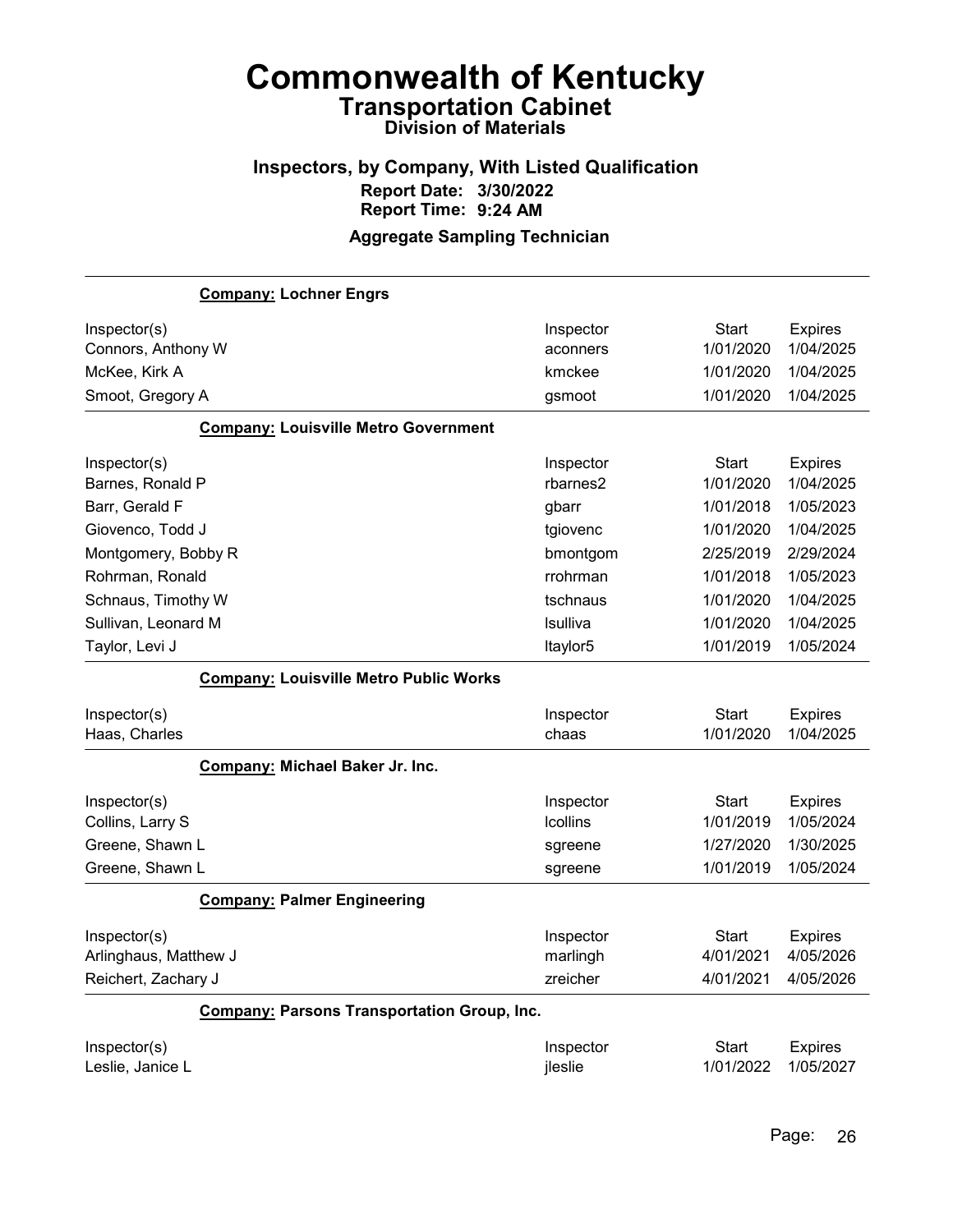# Commonwealth of Kentucky
## Transportation Cabinet
### Division of Materials

### Inspectors, by Company, With Listed Qualification
**Report Date: 3/30/2022**
**Report Time: 9:24 AM**

### Aggregate Sampling Technician

**Company: Lochner Engrs**

| Inspector(s) | Inspector | Start | Expires |
|---|---|---|---|
| Connors, Anthony W | aconners | 1/01/2020 | 1/04/2025 |
| McKee, Kirk A | kmckee | 1/01/2020 | 1/04/2025 |
| Smoot, Gregory A | gsmoot | 1/01/2020 | 1/04/2025 |

**Company: Louisville Metro Government**

| Inspector(s) | Inspector | Start | Expires |
|---|---|---|---|
| Barnes, Ronald P | rbarnes2 | 1/01/2020 | 1/04/2025 |
| Barr, Gerald F | gbarr | 1/01/2018 | 1/05/2023 |
| Giovenco, Todd J | tgiovenc | 1/01/2020 | 1/04/2025 |
| Montgomery, Bobby R | bmontgom | 2/25/2019 | 2/29/2024 |
| Rohrman, Ronald | rrohrman | 1/01/2018 | 1/05/2023 |
| Schnaus, Timothy W | tschnaus | 1/01/2020 | 1/04/2025 |
| Sullivan, Leonard M | lsulliva | 1/01/2020 | 1/04/2025 |
| Taylor, Levi J | ltaylor5 | 1/01/2019 | 1/05/2024 |

**Company: Louisville Metro Public Works**

| Inspector(s) | Inspector | Start | Expires |
|---|---|---|---|
| Haas, Charles | chaas | 1/01/2020 | 1/04/2025 |

**Company: Michael Baker Jr. Inc.**

| Inspector(s) | Inspector | Start | Expires |
|---|---|---|---|
| Collins, Larry S | lcollins | 1/01/2019 | 1/05/2024 |
| Greene, Shawn L | sgreene | 1/27/2020 | 1/30/2025 |
| Greene, Shawn L | sgreene | 1/01/2019 | 1/05/2024 |

**Company: Palmer Engineering**

| Inspector(s) | Inspector | Start | Expires |
|---|---|---|---|
| Arlinghaus, Matthew J | marlingh | 4/01/2021 | 4/05/2026 |
| Reichert, Zachary J | zreicher | 4/01/2021 | 4/05/2026 |

**Company: Parsons Transportation Group, Inc.**

| Inspector(s) | Inspector | Start | Expires |
|---|---|---|---|
| Leslie, Janice L | jleslie | 1/01/2022 | 1/05/2027 |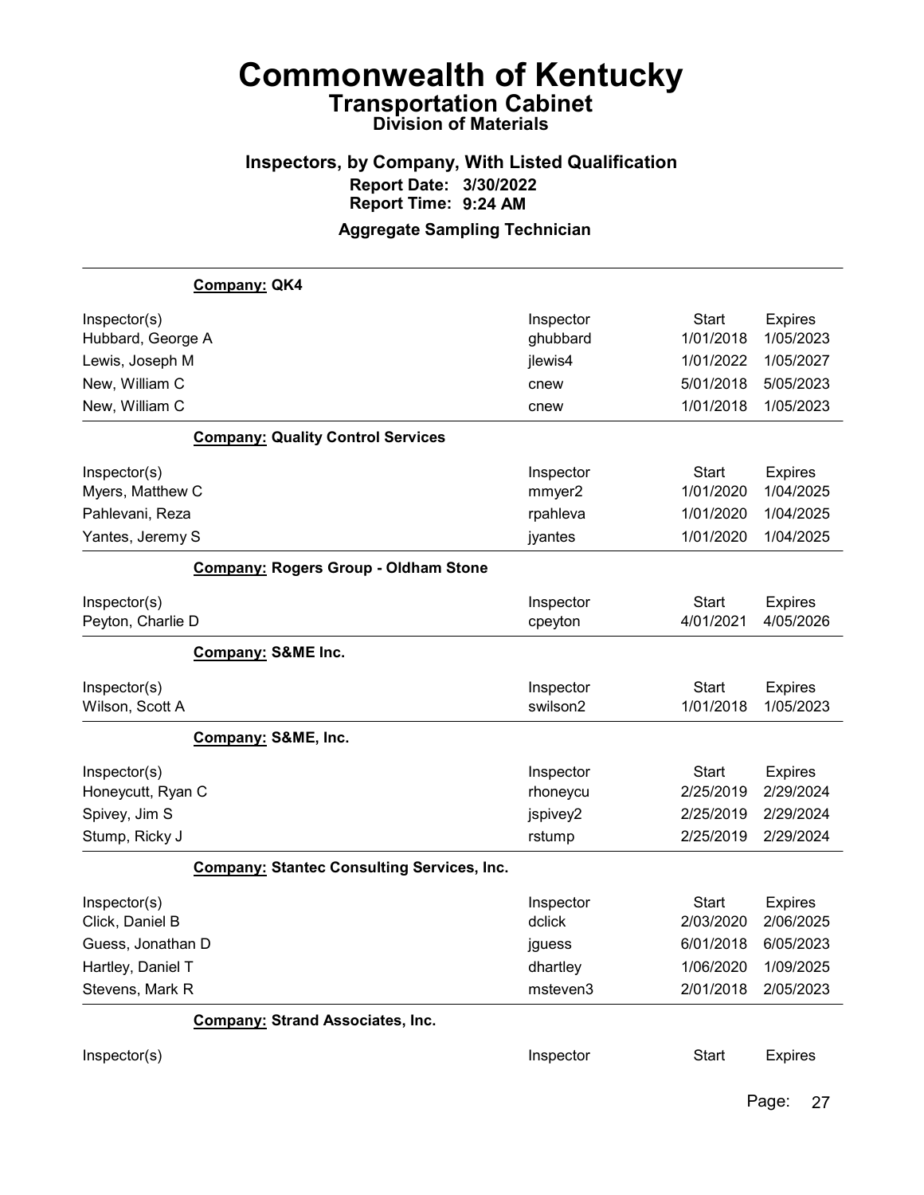# Commonwealth of Kentucky

## Transportation Cabinet

### Division of Materials

### Inspectors, by Company, With Listed Qualification

**Report Date: 3/30/2022**

**Report Time: 9:24 AM**

### Aggregate Sampling Technician

**Company: QK4**

| Inspector(s) | Inspector | Start | Expires |
|---|---|---|---|
| Hubbard, George A | ghubbard | 1/01/2018 | 1/05/2023 |
| Lewis, Joseph M | jlewis4 | 1/01/2022 | 1/05/2027 |
| New, William C | cnew | 5/01/2018 | 5/05/2023 |
| New, William C | cnew | 1/01/2018 | 1/05/2023 |

**Company: Quality Control Services**

| Inspector(s) | Inspector | Start | Expires |
|---|---|---|---|
| Myers, Matthew C | mmyer2 | 1/01/2020 | 1/04/2025 |
| Pahlevani, Reza | rpahleva | 1/01/2020 | 1/04/2025 |
| Yantes, Jeremy S | jyantes | 1/01/2020 | 1/04/2025 |

**Company: Rogers Group - Oldham Stone**

| Inspector(s) | Inspector | Start | Expires |
|---|---|---|---|
| Peyton, Charlie D | cpeyton | 4/01/2021 | 4/05/2026 |

**Company: S&ME Inc.**

| Inspector(s) | Inspector | Start | Expires |
|---|---|---|---|
| Wilson, Scott A | swilson2 | 1/01/2018 | 1/05/2023 |

**Company: S&ME, Inc.**

| Inspector(s) | Inspector | Start | Expires |
|---|---|---|---|
| Honeycutt, Ryan C | rhoneycu | 2/25/2019 | 2/29/2024 |
| Spivey, Jim S | jspivey2 | 2/25/2019 | 2/29/2024 |
| Stump, Ricky J | rstump | 2/25/2019 | 2/29/2024 |

**Company: Stantec Consulting Services, Inc.**

| Inspector(s) | Inspector | Start | Expires |
|---|---|---|---|
| Click, Daniel B | dclick | 2/03/2020 | 2/06/2025 |
| Guess, Jonathan D | jguess | 6/01/2018 | 6/05/2023 |
| Hartley, Daniel T | dhartley | 1/06/2020 | 1/09/2025 |
| Stevens, Mark R | msteven3 | 2/01/2018 | 2/05/2023 |

**Company: Strand Associates, Inc.**

| Inspector(s) | Inspector | Start | Expires |
|---|---|---|---|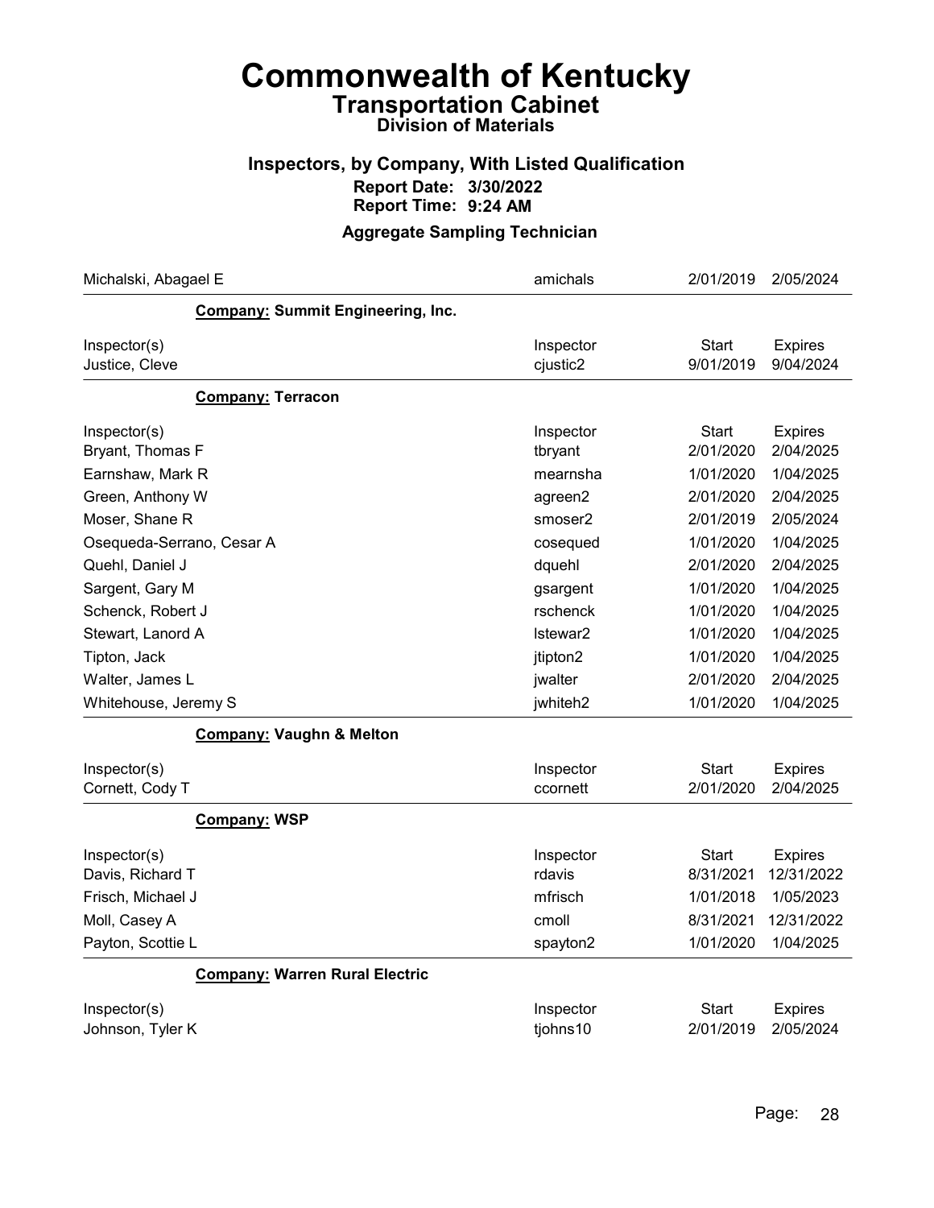# Commonwealth of Kentucky
## Transportation Cabinet
### Division of Materials

### Inspectors, by Company, With Listed Qualification
**Report Date: 3/30/2022**
**Report Time: 9:24 AM**

### Aggregate Sampling Technician

| | | | |
|---|---|---|---|
| Michalski, Abagael E | amichals | 2/01/2019 | 2/05/2024 |

**Company: Summit Engineering, Inc.**

| Inspector(s) | Inspector | Start | Expires |
|---|---|---|---|
| Justice, Cleve | cjustic2 | 9/01/2019 | 9/04/2024 |

**Company: Terracon**

| Inspector(s) | Inspector | Start | Expires |
|---|---|---|---|
| Bryant, Thomas F | tbryant | 2/01/2020 | 2/04/2025 |
| Earnshaw, Mark R | mearnsha | 1/01/2020 | 1/04/2025 |
| Green, Anthony W | agreen2 | 2/01/2020 | 2/04/2025 |
| Moser, Shane R | smoser2 | 2/01/2019 | 2/05/2024 |
| Osequeda-Serrano, Cesar A | cosequed | 1/01/2020 | 1/04/2025 |
| Quehl, Daniel J | dquehl | 2/01/2020 | 2/04/2025 |
| Sargent, Gary M | gsargent | 1/01/2020 | 1/04/2025 |
| Schenck, Robert J | rschenck | 1/01/2020 | 1/04/2025 |
| Stewart, Lanord A | lstewar2 | 1/01/2020 | 1/04/2025 |
| Tipton, Jack | jtipton2 | 1/01/2020 | 1/04/2025 |
| Walter, James L | jwalter | 2/01/2020 | 2/04/2025 |
| Whitehouse, Jeremy S | jwhiteh2 | 1/01/2020 | 1/04/2025 |

**Company: Vaughn & Melton**

| Inspector(s) | Inspector | Start | Expires |
|---|---|---|---|
| Cornett, Cody T | ccornett | 2/01/2020 | 2/04/2025 |

**Company: WSP**

| Inspector(s) | Inspector | Start | Expires |
|---|---|---|---|
| Davis, Richard T | rdavis | 8/31/2021 | 12/31/2022 |
| Frisch, Michael J | mfrisch | 1/01/2018 | 1/05/2023 |
| Moll, Casey A | cmoll | 8/31/2021 | 12/31/2022 |
| Payton, Scottie L | spayton2 | 1/01/2020 | 1/04/2025 |

**Company: Warren Rural Electric**

| Inspector(s) | Inspector | Start | Expires |
|---|---|---|---|
| Johnson, Tyler K | tjohns10 | 2/01/2019 | 2/05/2024 |